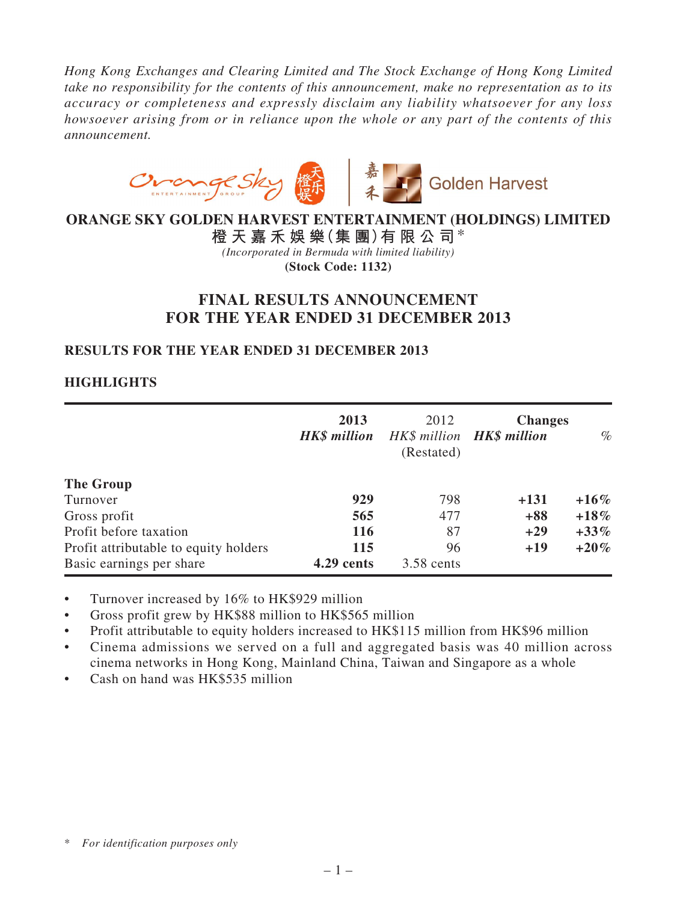*Hong Kong Exchanges and Clearing Limited and The Stock Exchange of Hong Kong Limited take no responsibility for the contents of this announcement, make no representation as to its accuracy or completeness and expressly disclaim any liability whatsoever for any loss howsoever arising from or in reliance upon the whole or any part of the contents of this announcement.*

**ORANGE SKY GOLDEN HARVEST ENTERTAINMENT (HOLDINGS) LIMITED**
**橙天嘉禾娛樂(集團)有限公司***
*(Incorporated in Bermuda with limited liability)*
**(Stock Code: 1132)**

# FINAL RESULTS ANNOUNCEMENT FOR THE YEAR ENDED 31 DECEMBER 2013

## RESULTS FOR THE YEAR ENDED 31 DECEMBER 2013

## HIGHLIGHTS

| | **2013** | 2012 | **Changes** | |
|---|---|---|---|---|
| | ***HK$ million*** | *HK$ million* (Restated) | ***HK$ million*** | *%* |
| **The Group** | | | | |
| Turnover | **929** | 798 | **+131** | **+16%** |
| Gross profit | **565** | 477 | **+88** | **+18%** |
| Profit before taxation | **116** | 87 | **+29** | **+33%** |
| Profit attributable to equity holders | **115** | 96 | **+19** | **+20%** |
| Basic earnings per share | **4.29 cents** | 3.58 cents | | |

- Turnover increased by 16% to HK$929 million
- Gross profit grew by HK$88 million to HK$565 million
- Profit attributable to equity holders increased to HK$115 million from HK$96 million
- Cinema admissions we served on a full and aggregated basis was 40 million across cinema networks in Hong Kong, Mainland China, Taiwan and Singapore as a whole
- Cash on hand was HK$535 million

\* *For identification purposes only*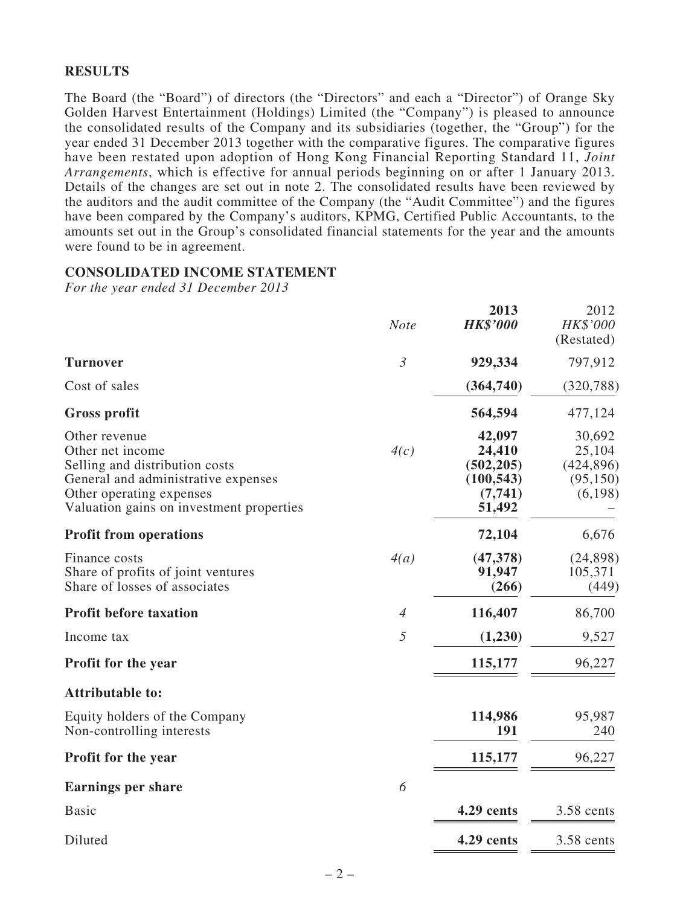## RESULTS

The Board (the "Board") of directors (the "Directors" and each a "Director") of Orange Sky Golden Harvest Entertainment (Holdings) Limited (the "Company") is pleased to announce the consolidated results of the Company and its subsidiaries (together, the "Group") for the year ended 31 December 2013 together with the comparative figures. The comparative figures have been restated upon adoption of Hong Kong Financial Reporting Standard 11, *Joint Arrangements*, which is effective for annual periods beginning on or after 1 January 2013. Details of the changes are set out in note 2. The consolidated results have been reviewed by the auditors and the audit committee of the Company (the "Audit Committee") and the figures have been compared by the Company's auditors, KPMG, Certified Public Accountants, to the amounts set out in the Group's consolidated financial statements for the year and the amounts were found to be in agreement.

## CONSOLIDATED INCOME STATEMENT

*For the year ended 31 December 2013*

| | *Note* | **2013** *HK$'000* | 2012 *HK$'000* (Restated) |
|---|---|---|---|
| **Turnover** | *3* | **929,334** | 797,912 |
| Cost of sales | | **(364,740)** | (320,788) |
| **Gross profit** | | **564,594** | 477,124 |
| Other revenue | | **42,097** | 30,692 |
| Other net income | *4(c)* | **24,410** | 25,104 |
| Selling and distribution costs | | **(502,205)** | (424,896) |
| General and administrative expenses | | **(100,543)** | (95,150) |
| Other operating expenses | | **(7,741)** | (6,198) |
| Valuation gains on investment properties | | **51,492** | – |
| **Profit from operations** | | **72,104** | 6,676 |
| Finance costs | *4(a)* | **(47,378)** | (24,898) |
| Share of profits of joint ventures | | **91,947** | 105,371 |
| Share of losses of associates | | **(266)** | (449) |
| **Profit before taxation** | *4* | **116,407** | 86,700 |
| Income tax | *5* | **(1,230)** | 9,527 |
| **Profit for the year** | | **115,177** | 96,227 |
| **Attributable to:** | | | |
| Equity holders of the Company | | **114,986** | 95,987 |
| Non-controlling interests | | **191** | 240 |
| **Profit for the year** | | **115,177** | 96,227 |
| **Earnings per share** | *6* | | |
| Basic | | **4.29 cents** | 3.58 cents |
| Diluted | | **4.29 cents** | 3.58 cents |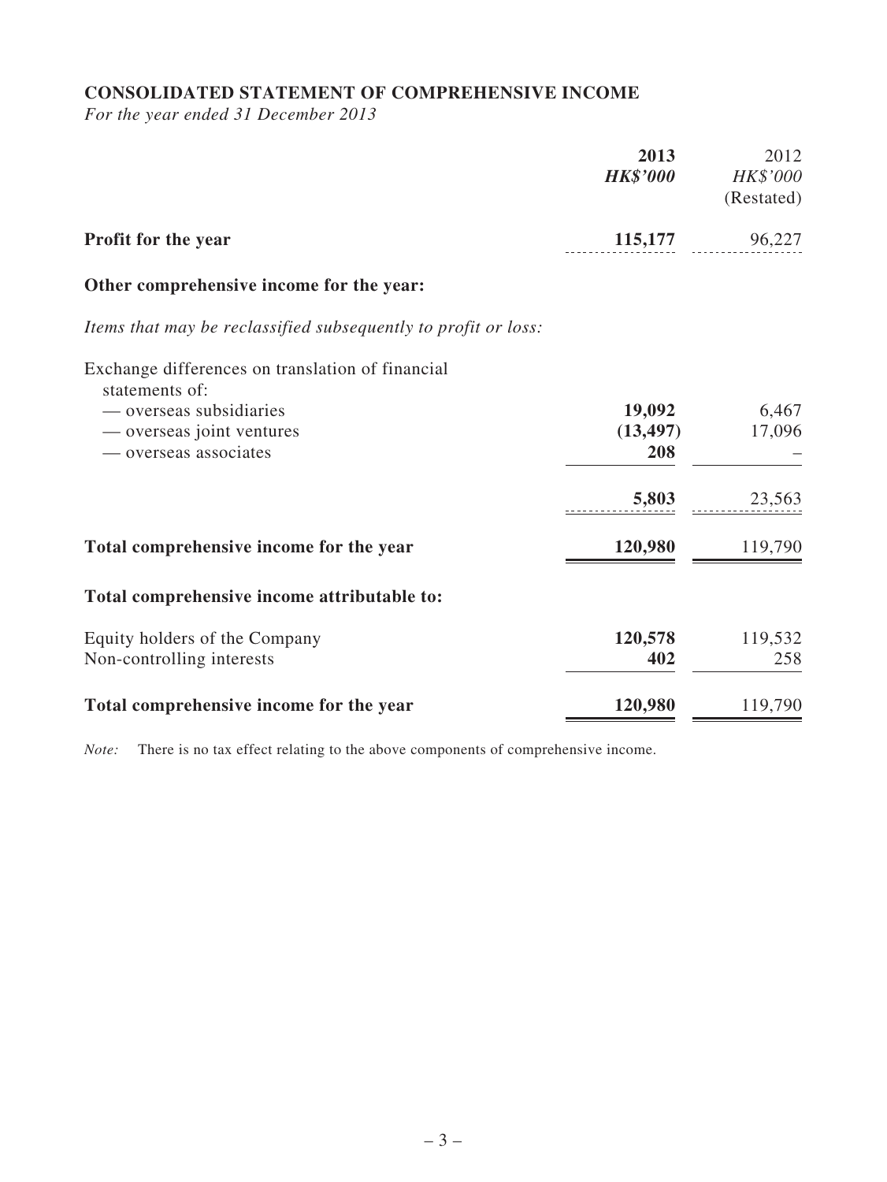## CONSOLIDATED STATEMENT OF COMPREHENSIVE INCOME

*For the year ended 31 December 2013*

| | 2013 *HK$'000* | 2012 *HK$'000* (Restated) |
|---|---|---|
| **Profit for the year** | **115,177** | 96,227 |
| **Other comprehensive income for the year:** | | |
| *Items that may be reclassified subsequently to profit or loss:* | | |
| Exchange differences on translation of financial statements of: | | |
| — overseas subsidiaries | **19,092** | 6,467 |
| — overseas joint ventures | **(13,497)** | 17,096 |
| — overseas associates | **208** | – |
| | **5,803** | 23,563 |
| **Total comprehensive income for the year** | **120,980** | 119,790 |
| **Total comprehensive income attributable to:** | | |
| Equity holders of the Company | **120,578** | 119,532 |
| Non-controlling interests | **402** | 258 |
| **Total comprehensive income for the year** | **120,980** | 119,790 |

*Note:* There is no tax effect relating to the above components of comprehensive income.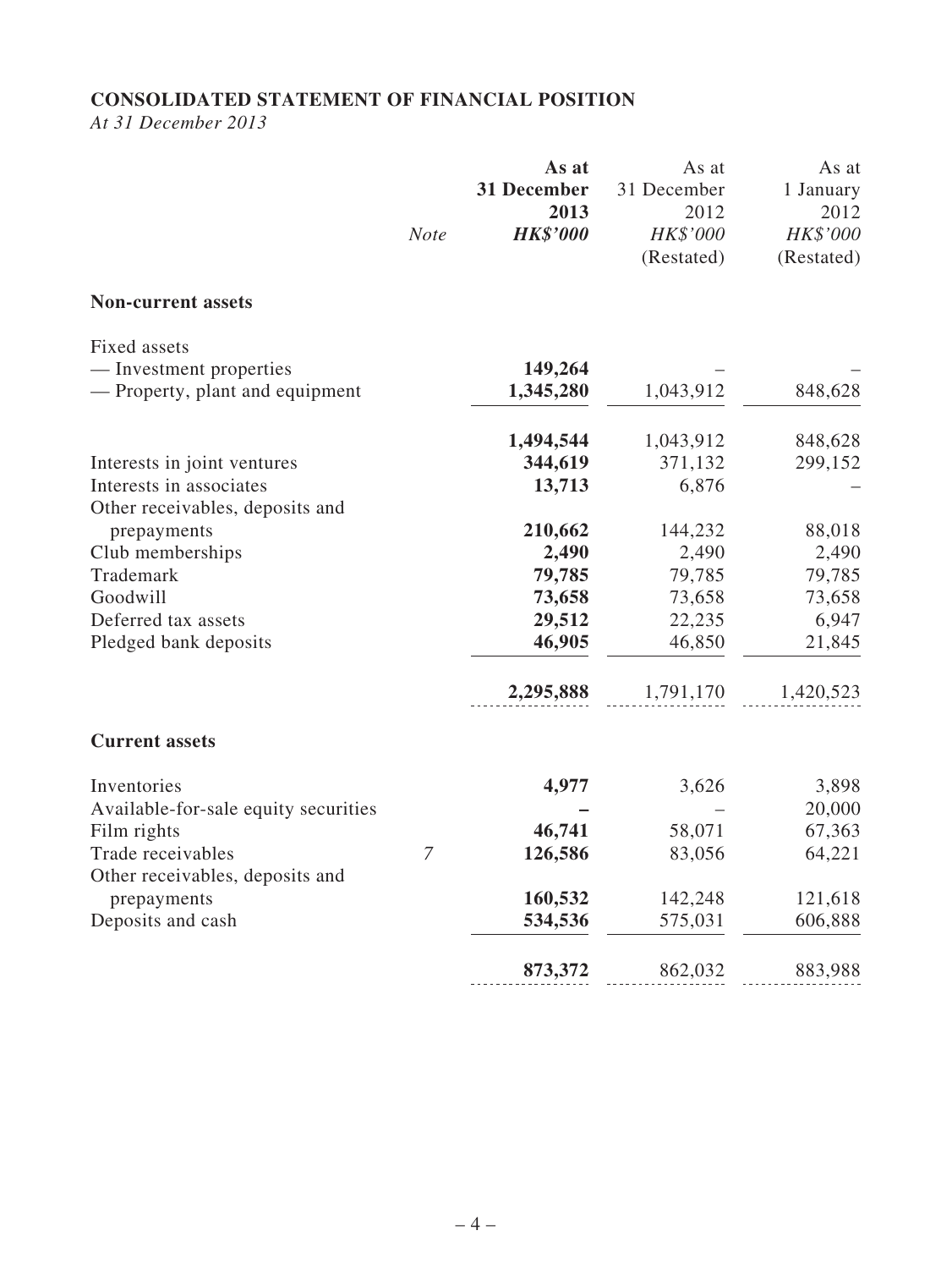**CONSOLIDATED STATEMENT OF FINANCIAL POSITION**

*At 31 December 2013*

| | *Note* | **As at 31 December 2013** **HK$'000** | As at 31 December 2012 *HK$'000* (Restated) | As at 1 January 2012 *HK$'000* (Restated) |
|---|---|---|---|---|
| **Non-current assets** | | | | |
| Fixed assets | | | | |
| — Investment properties | | **149,264** | – | – |
| — Property, plant and equipment | | **1,345,280** | 1,043,912 | 848,628 |
| | | **1,494,544** | 1,043,912 | 848,628 |
| Interests in joint ventures | | **344,619** | 371,132 | 299,152 |
| Interests in associates | | **13,713** | 6,876 | – |
| Other receivables, deposits and prepayments | | **210,662** | 144,232 | 88,018 |
| Club memberships | | **2,490** | 2,490 | 2,490 |
| Trademark | | **79,785** | 79,785 | 79,785 |
| Goodwill | | **73,658** | 73,658 | 73,658 |
| Deferred tax assets | | **29,512** | 22,235 | 6,947 |
| Pledged bank deposits | | **46,905** | 46,850 | 21,845 |
| | | **2,295,888** | 1,791,170 | 1,420,523 |
| **Current assets** | | | | |
| Inventories | | **4,977** | 3,626 | 3,898 |
| Available-for-sale equity securities | | **–** | – | 20,000 |
| Film rights | | **46,741** | 58,071 | 67,363 |
| Trade receivables | 7 | **126,586** | 83,056 | 64,221 |
| Other receivables, deposits and prepayments | | **160,532** | 142,248 | 121,618 |
| Deposits and cash | | **534,536** | 575,031 | 606,888 |
| | | **873,372** | 862,032 | 883,988 |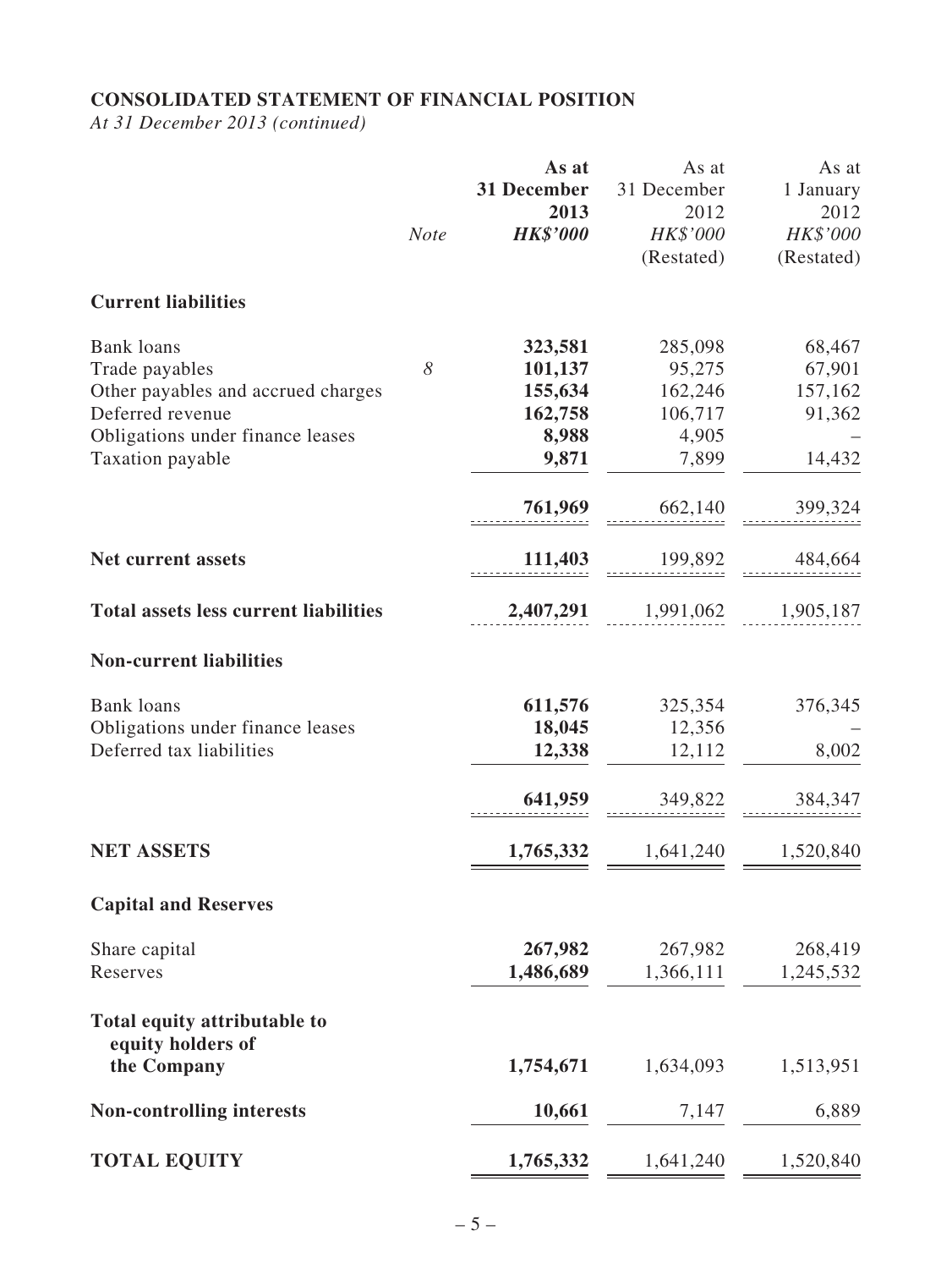## CONSOLIDATED STATEMENT OF FINANCIAL POSITION

*At 31 December 2013 (continued)*

| | Note | As at 31 December 2013 HK$'000 | As at 31 December 2012 HK$'000 (Restated) | As at 1 January 2012 HK$'000 (Restated) |
|---|---|---|---|---|
| **Current liabilities** | | | | |
| Bank loans | | **323,581** | 285,098 | 68,467 |
| Trade payables | 8 | **101,137** | 95,275 | 67,901 |
| Other payables and accrued charges | | **155,634** | 162,246 | 157,162 |
| Deferred revenue | | **162,758** | 106,717 | 91,362 |
| Obligations under finance leases | | **8,988** | 4,905 | – |
| Taxation payable | | **9,871** | 7,899 | 14,432 |
| | | **761,969** | 662,140 | 399,324 |
| **Net current assets** | | **111,403** | 199,892 | 484,664 |
| **Total assets less current liabilities** | | **2,407,291** | 1,991,062 | 1,905,187 |
| **Non-current liabilities** | | | | |
| Bank loans | | **611,576** | 325,354 | 376,345 |
| Obligations under finance leases | | **18,045** | 12,356 | – |
| Deferred tax liabilities | | **12,338** | 12,112 | 8,002 |
| | | **641,959** | 349,822 | 384,347 |
| **NET ASSETS** | | **1,765,332** | 1,641,240 | 1,520,840 |
| **Capital and Reserves** | | | | |
| Share capital | | **267,982** | 267,982 | 268,419 |
| Reserves | | **1,486,689** | 1,366,111 | 1,245,532 |
| **Total equity attributable to equity holders of the Company** | | **1,754,671** | 1,634,093 | 1,513,951 |
| **Non-controlling interests** | | **10,661** | 7,147 | 6,889 |
| **TOTAL EQUITY** | | **1,765,332** | 1,641,240 | 1,520,840 |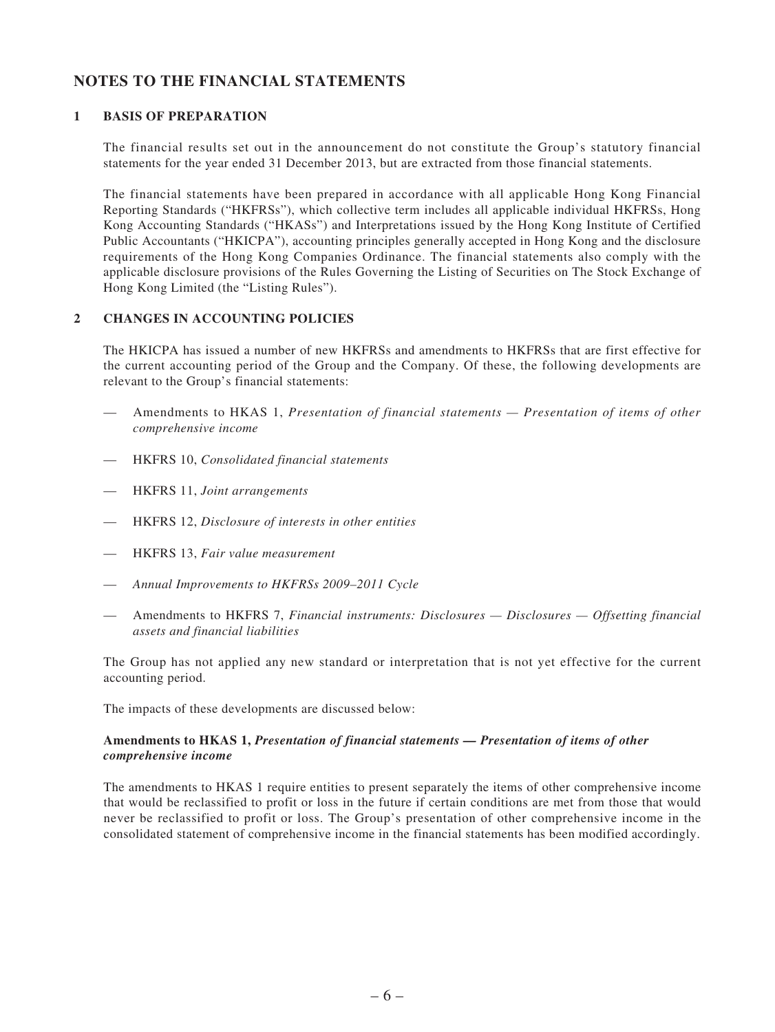# NOTES TO THE FINANCIAL STATEMENTS

## 1 BASIS OF PREPARATION

The financial results set out in the announcement do not constitute the Group's statutory financial statements for the year ended 31 December 2013, but are extracted from those financial statements.

The financial statements have been prepared in accordance with all applicable Hong Kong Financial Reporting Standards ("HKFRSs"), which collective term includes all applicable individual HKFRSs, Hong Kong Accounting Standards ("HKASs") and Interpretations issued by the Hong Kong Institute of Certified Public Accountants ("HKICPA"), accounting principles generally accepted in Hong Kong and the disclosure requirements of the Hong Kong Companies Ordinance. The financial statements also comply with the applicable disclosure provisions of the Rules Governing the Listing of Securities on The Stock Exchange of Hong Kong Limited (the "Listing Rules").

## 2 CHANGES IN ACCOUNTING POLICIES

The HKICPA has issued a number of new HKFRSs and amendments to HKFRSs that are first effective for the current accounting period of the Group and the Company. Of these, the following developments are relevant to the Group's financial statements:

- Amendments to HKAS 1, *Presentation of financial statements — Presentation of items of other comprehensive income*
- HKFRS 10, *Consolidated financial statements*
- HKFRS 11, *Joint arrangements*
- HKFRS 12, *Disclosure of interests in other entities*
- HKFRS 13, *Fair value measurement*
- *Annual Improvements to HKFRSs 2009–2011 Cycle*
- Amendments to HKFRS 7, *Financial instruments: Disclosures — Disclosures — Offsetting financial assets and financial liabilities*

The Group has not applied any new standard or interpretation that is not yet effective for the current accounting period.

The impacts of these developments are discussed below:

### Amendments to HKAS 1, *Presentation of financial statements — Presentation of items of other comprehensive income*

The amendments to HKAS 1 require entities to present separately the items of other comprehensive income that would be reclassified to profit or loss in the future if certain conditions are met from those that would never be reclassified to profit or loss. The Group's presentation of other comprehensive income in the consolidated statement of comprehensive income in the financial statements has been modified accordingly.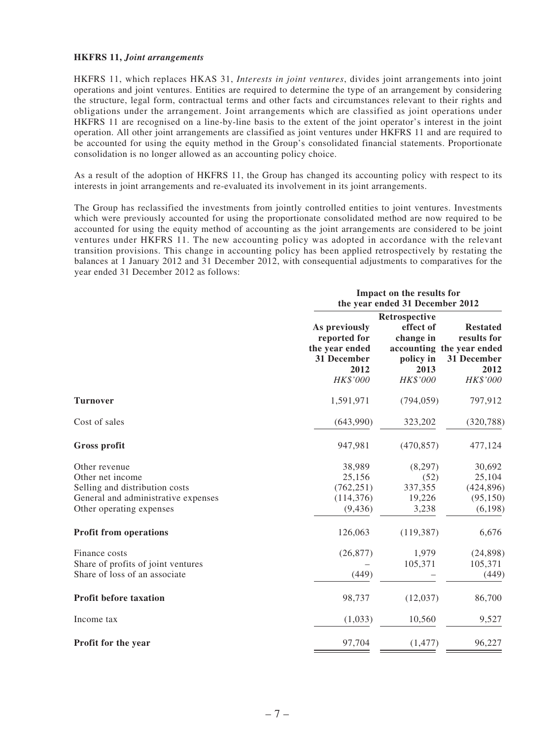**HKFRS 11,** ***Joint arrangements***

HKFRS 11, which replaces HKAS 31, *Interests in joint ventures*, divides joint arrangements into joint operations and joint ventures. Entities are required to determine the type of an arrangement by considering the structure, legal form, contractual terms and other facts and circumstances relevant to their rights and obligations under the arrangement. Joint arrangements which are classified as joint operations under HKFRS 11 are recognised on a line-by-line basis to the extent of the joint operator's interest in the joint operation. All other joint arrangements are classified as joint ventures under HKFRS 11 and are required to be accounted for using the equity method in the Group's consolidated financial statements. Proportionate consolidation is no longer allowed as an accounting policy choice.

As a result of the adoption of HKFRS 11, the Group has changed its accounting policy with respect to its interests in joint arrangements and re-evaluated its involvement in its joint arrangements.

The Group has reclassified the investments from jointly controlled entities to joint ventures. Investments which were previously accounted for using the proportionate consolidated method are now required to be accounted for using the equity method of accounting as the joint arrangements are considered to be joint ventures under HKFRS 11. The new accounting policy was adopted in accordance with the relevant transition provisions. This change in accounting policy has been applied retrospectively by restating the balances at 1 January 2012 and 31 December 2012, with consequential adjustments to comparatives for the year ended 31 December 2012 as follows:

| | Impact on the results for the year ended 31 December 2012 | | |
|---|---|---|---|
| | As previously reported for the year ended 31 December 2012 | Retrospective effect of change in accounting policy in 2013 | Restated results for the year ended 31 December 2012 |
| | *HK$'000* | *HK$'000* | *HK$'000* |
| **Turnover** | 1,591,971 | (794,059) | 797,912 |
| Cost of sales | (643,990) | 323,202 | (320,788) |
| **Gross profit** | 947,981 | (470,857) | 477,124 |
| Other revenue | 38,989 | (8,297) | 30,692 |
| Other net income | 25,156 | (52) | 25,104 |
| Selling and distribution costs | (762,251) | 337,355 | (424,896) |
| General and administrative expenses | (114,376) | 19,226 | (95,150) |
| Other operating expenses | (9,436) | 3,238 | (6,198) |
| **Profit from operations** | 126,063 | (119,387) | 6,676 |
| Finance costs | (26,877) | 1,979 | (24,898) |
| Share of profits of joint ventures | – | 105,371 | 105,371 |
| Share of loss of an associate | (449) | – | (449) |
| **Profit before taxation** | 98,737 | (12,037) | 86,700 |
| Income tax | (1,033) | 10,560 | 9,527 |
| **Profit for the year** | 97,704 | (1,477) | 96,227 |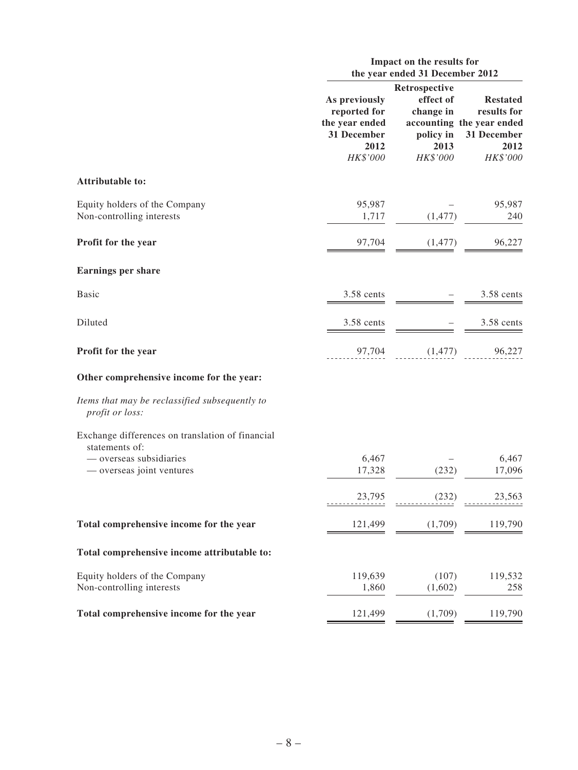| | Impact on the results for the year ended 31 December 2012 | | |
|---|---|---|---|
| | As previously reported for the year ended 31 December 2012 | Retrospective effect of change in accounting policy in 2013 | Restated results for the year ended 31 December 2012 |
| | *HK$'000* | *HK$'000* | *HK$'000* |
| **Attributable to:** | | | |
| Equity holders of the Company | 95,987 | – | 95,987 |
| Non-controlling interests | 1,717 | (1,477) | 240 |
| **Profit for the year** | 97,704 | (1,477) | 96,227 |
| **Earnings per share** | | | |
| Basic | 3.58 cents | – | 3.58 cents |
| Diluted | 3.58 cents | – | 3.58 cents |
| **Profit for the year** | 97,704 | (1,477) | 96,227 |
| **Other comprehensive income for the year:** | | | |
| *Items that may be reclassified subsequently to profit or loss:* | | | |
| Exchange differences on translation of financial statements of: | | | |
| — overseas subsidiaries | 6,467 | – | 6,467 |
| — overseas joint ventures | 17,328 | (232) | 17,096 |
| | 23,795 | (232) | 23,563 |
| **Total comprehensive income for the year** | 121,499 | (1,709) | 119,790 |
| **Total comprehensive income attributable to:** | | | |
| Equity holders of the Company | 119,639 | (107) | 119,532 |
| Non-controlling interests | 1,860 | (1,602) | 258 |
| **Total comprehensive income for the year** | 121,499 | (1,709) | 119,790 |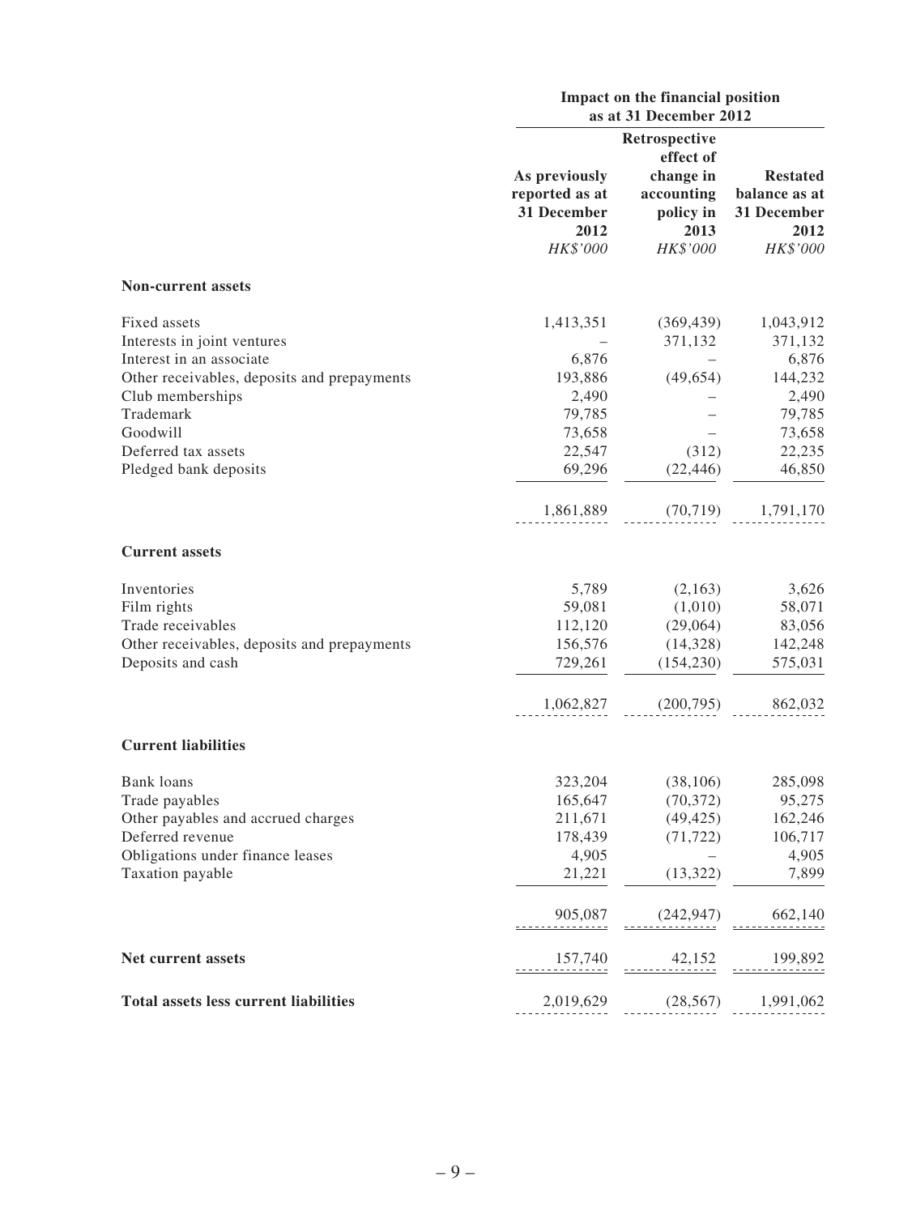| | Impact on the financial position as at 31 December 2012 | | |
|---|---|---|---|
| | As previously reported as at 31 December 2012 | Retrospective effect of change in accounting policy in 2013 | Restated balance as at 31 December 2012 |
| | *HK$'000* | *HK$'000* | *HK$'000* |
| **Non-current assets** | | | |
| Fixed assets | 1,413,351 | (369,439) | 1,043,912 |
| Interests in joint ventures | – | 371,132 | 371,132 |
| Interest in an associate | 6,876 | – | 6,876 |
| Other receivables, deposits and prepayments | 193,886 | (49,654) | 144,232 |
| Club memberships | 2,490 | – | 2,490 |
| Trademark | 79,785 | – | 79,785 |
| Goodwill | 73,658 | – | 73,658 |
| Deferred tax assets | 22,547 | (312) | 22,235 |
| Pledged bank deposits | 69,296 | (22,446) | 46,850 |
| | 1,861,889 | (70,719) | 1,791,170 |
| **Current assets** | | | |
| Inventories | 5,789 | (2,163) | 3,626 |
| Film rights | 59,081 | (1,010) | 58,071 |
| Trade receivables | 112,120 | (29,064) | 83,056 |
| Other receivables, deposits and prepayments | 156,576 | (14,328) | 142,248 |
| Deposits and cash | 729,261 | (154,230) | 575,031 |
| | 1,062,827 | (200,795) | 862,032 |
| **Current liabilities** | | | |
| Bank loans | 323,204 | (38,106) | 285,098 |
| Trade payables | 165,647 | (70,372) | 95,275 |
| Other payables and accrued charges | 211,671 | (49,425) | 162,246 |
| Deferred revenue | 178,439 | (71,722) | 106,717 |
| Obligations under finance leases | 4,905 | – | 4,905 |
| Taxation payable | 21,221 | (13,322) | 7,899 |
| | 905,087 | (242,947) | 662,140 |
| **Net current assets** | 157,740 | 42,152 | 199,892 |
| **Total assets less current liabilities** | 2,019,629 | (28,567) | 1,991,062 |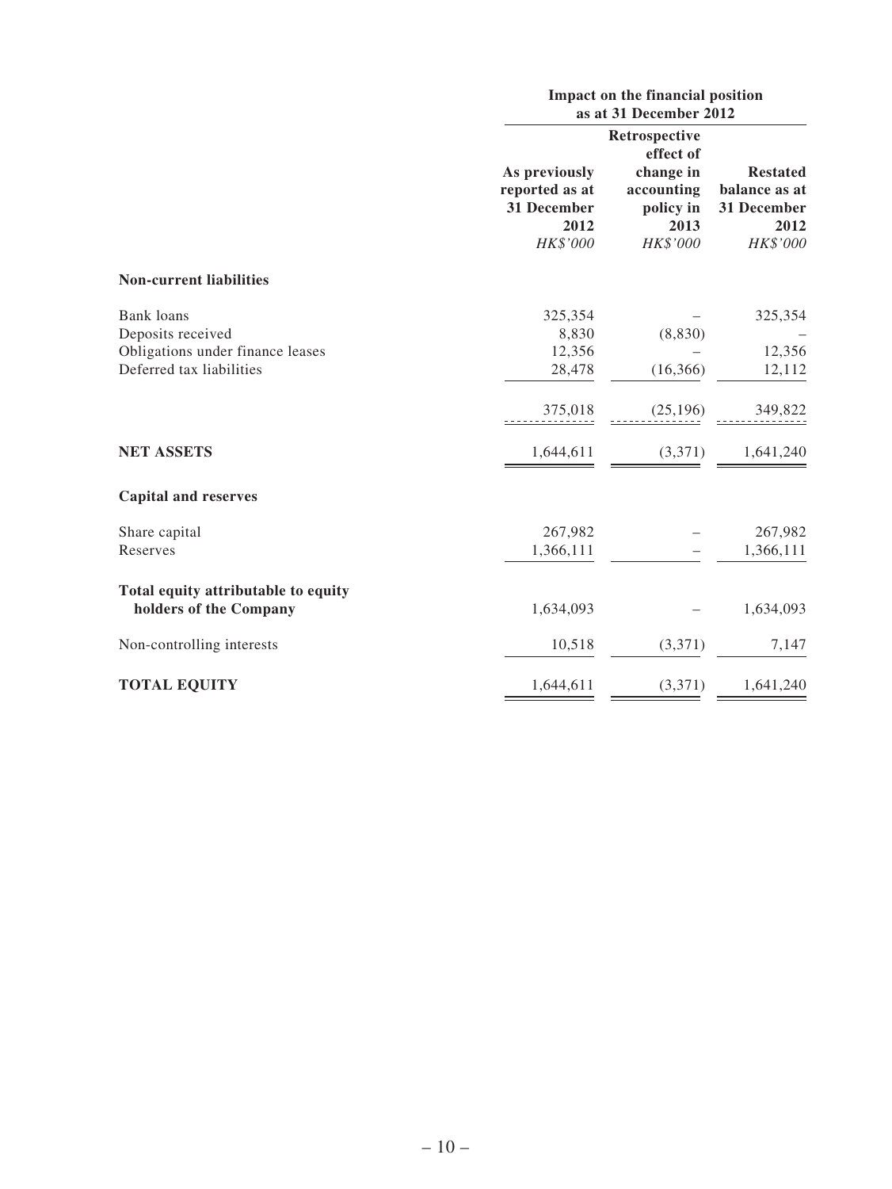| | Impact on the financial position as at 31 December 2012 | | |
|---|---|---|---|
| | As previously reported as at 31 December 2012 | Retrospective effect of change in accounting policy in 2013 | Restated balance as at 31 December 2012 |
| | *HK$'000* | *HK$'000* | *HK$'000* |
| **Non-current liabilities** | | | |
| Bank loans | 325,354 | – | 325,354 |
| Deposits received | 8,830 | (8,830) | – |
| Obligations under finance leases | 12,356 | – | 12,356 |
| Deferred tax liabilities | 28,478 | (16,366) | 12,112 |
| | 375,018 | (25,196) | 349,822 |
| **NET ASSETS** | 1,644,611 | (3,371) | 1,641,240 |
| **Capital and reserves** | | | |
| Share capital | 267,982 | – | 267,982 |
| Reserves | 1,366,111 | – | 1,366,111 |
| **Total equity attributable to equity holders of the Company** | 1,634,093 | – | 1,634,093 |
| Non-controlling interests | 10,518 | (3,371) | 7,147 |
| **TOTAL EQUITY** | 1,644,611 | (3,371) | 1,641,240 |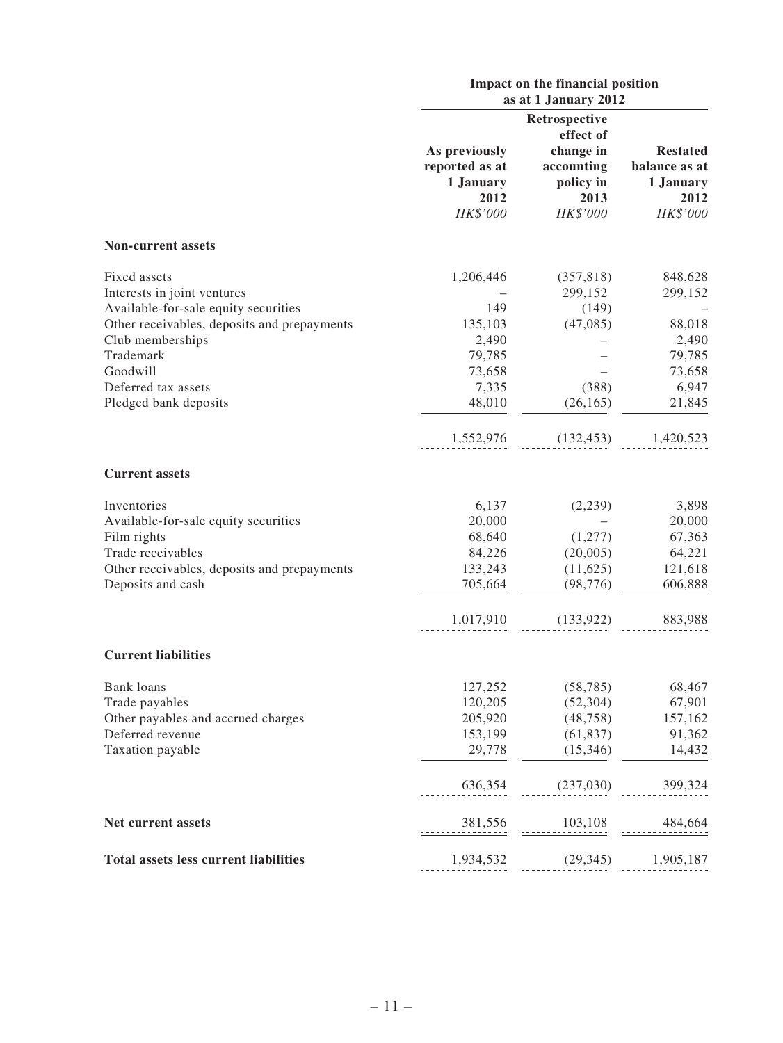| | Impact on the financial position as at 1 January 2012 | | |
|---|---|---|---|
| | As previously reported as at 1 January 2012 | Retrospective effect of change in accounting policy in 2013 | Restated balance as at 1 January 2012 |
| | *HK$'000* | *HK$'000* | *HK$'000* |
| **Non-current assets** | | | |
| Fixed assets | 1,206,446 | (357,818) | 848,628 |
| Interests in joint ventures | – | 299,152 | 299,152 |
| Available-for-sale equity securities | 149 | (149) | – |
| Other receivables, deposits and prepayments | 135,103 | (47,085) | 88,018 |
| Club memberships | 2,490 | – | 2,490 |
| Trademark | 79,785 | – | 79,785 |
| Goodwill | 73,658 | – | 73,658 |
| Deferred tax assets | 7,335 | (388) | 6,947 |
| Pledged bank deposits | 48,010 | (26,165) | 21,845 |
| | 1,552,976 | (132,453) | 1,420,523 |
| **Current assets** | | | |
| Inventories | 6,137 | (2,239) | 3,898 |
| Available-for-sale equity securities | 20,000 | – | 20,000 |
| Film rights | 68,640 | (1,277) | 67,363 |
| Trade receivables | 84,226 | (20,005) | 64,221 |
| Other receivables, deposits and prepayments | 133,243 | (11,625) | 121,618 |
| Deposits and cash | 705,664 | (98,776) | 606,888 |
| | 1,017,910 | (133,922) | 883,988 |
| **Current liabilities** | | | |
| Bank loans | 127,252 | (58,785) | 68,467 |
| Trade payables | 120,205 | (52,304) | 67,901 |
| Other payables and accrued charges | 205,920 | (48,758) | 157,162 |
| Deferred revenue | 153,199 | (61,837) | 91,362 |
| Taxation payable | 29,778 | (15,346) | 14,432 |
| | 636,354 | (237,030) | 399,324 |
| **Net current assets** | 381,556 | 103,108 | 484,664 |
| **Total assets less current liabilities** | 1,934,532 | (29,345) | 1,905,187 |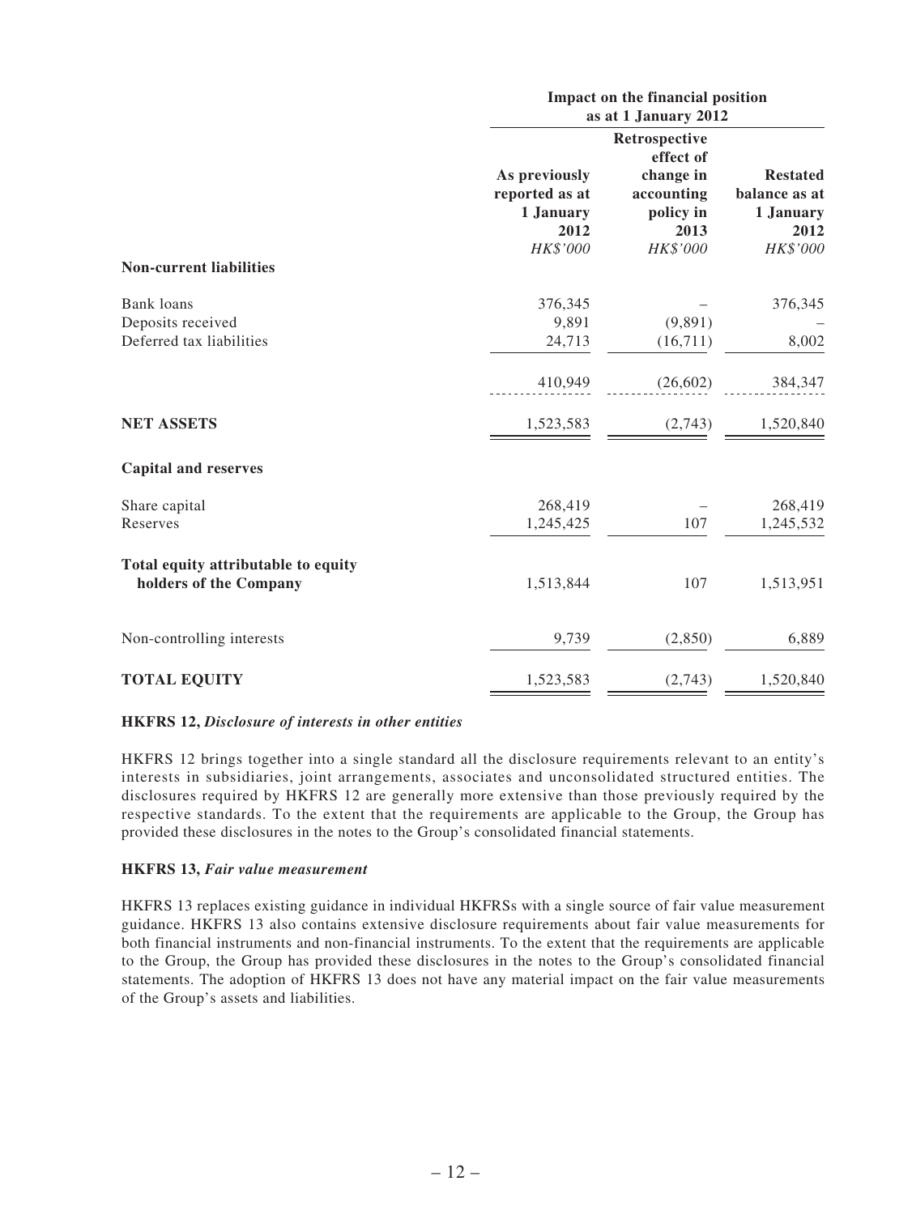| | Impact on the financial position as at 1 January 2012 | | |
|---|---|---|---|
| | As previously reported as at 1 January 2012 | Retrospective effect of change in accounting policy in 2013 | Restated balance as at 1 January 2012 |
| | *HK$'000* | *HK$'000* | *HK$'000* |
| **Non-current liabilities** | | | |
| Bank loans | 376,345 | – | 376,345 |
| Deposits received | 9,891 | (9,891) | – |
| Deferred tax liabilities | 24,713 | (16,711) | 8,002 |
| | 410,949 | (26,602) | 384,347 |
| **NET ASSETS** | 1,523,583 | (2,743) | 1,520,840 |
| **Capital and reserves** | | | |
| Share capital | 268,419 | – | 268,419 |
| Reserves | 1,245,425 | 107 | 1,245,532 |
| **Total equity attributable to equity holders of the Company** | 1,513,844 | 107 | 1,513,951 |
| Non-controlling interests | 9,739 | (2,850) | 6,889 |
| **TOTAL EQUITY** | 1,523,583 | (2,743) | 1,520,840 |

**HKFRS 12, *Disclosure of interests in other entities***

HKFRS 12 brings together into a single standard all the disclosure requirements relevant to an entity's interests in subsidiaries, joint arrangements, associates and unconsolidated structured entities. The disclosures required by HKFRS 12 are generally more extensive than those previously required by the respective standards. To the extent that the requirements are applicable to the Group, the Group has provided these disclosures in the notes to the Group's consolidated financial statements.

**HKFRS 13, *Fair value measurement***

HKFRS 13 replaces existing guidance in individual HKFRSs with a single source of fair value measurement guidance. HKFRS 13 also contains extensive disclosure requirements about fair value measurements for both financial instruments and non-financial instruments. To the extent that the requirements are applicable to the Group, the Group has provided these disclosures in the notes to the Group's consolidated financial statements. The adoption of HKFRS 13 does not have any material impact on the fair value measurements of the Group's assets and liabilities.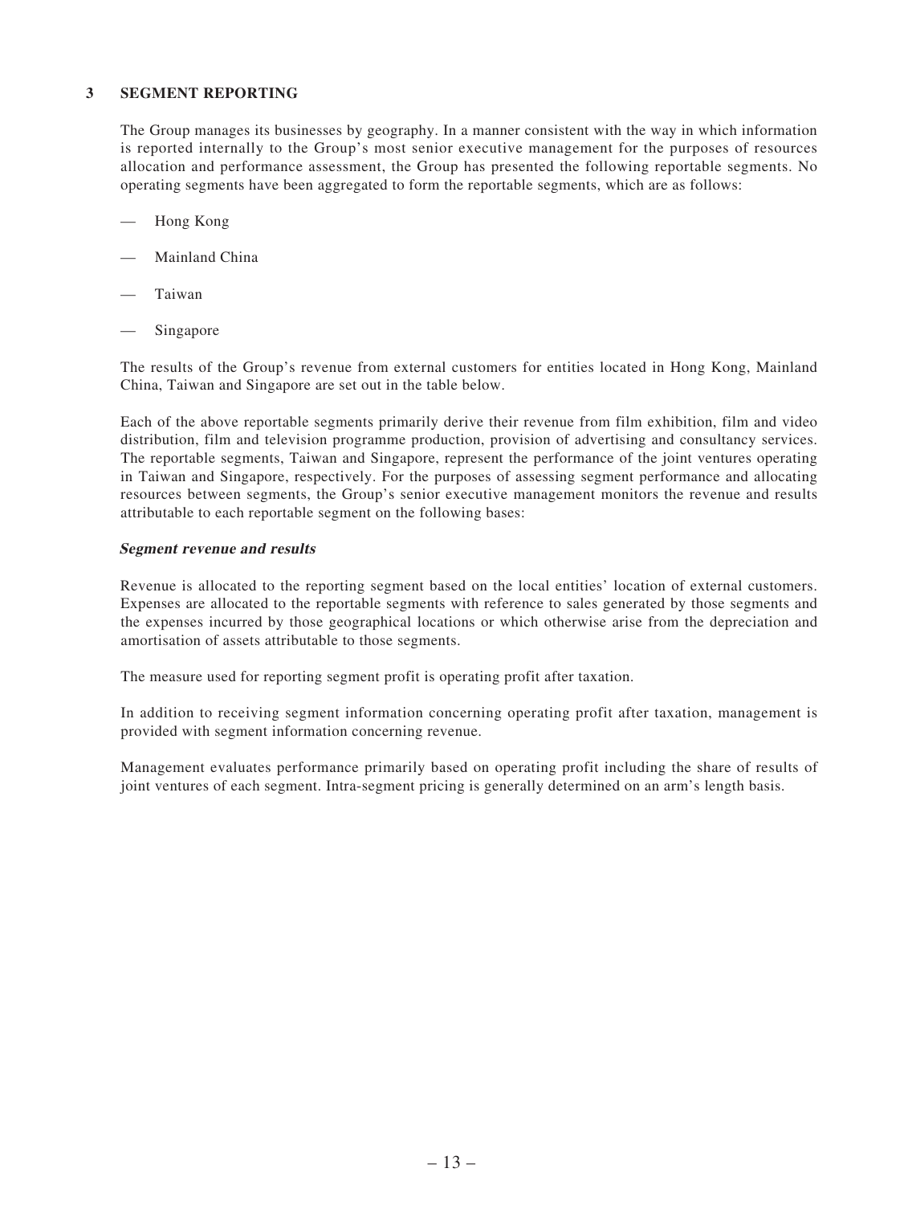## 3 SEGMENT REPORTING

The Group manages its businesses by geography. In a manner consistent with the way in which information is reported internally to the Group's most senior executive management for the purposes of resources allocation and performance assessment, the Group has presented the following reportable segments. No operating segments have been aggregated to form the reportable segments, which are as follows:

- Hong Kong
- Mainland China
- Taiwan
- Singapore

The results of the Group's revenue from external customers for entities located in Hong Kong, Mainland China, Taiwan and Singapore are set out in the table below.

Each of the above reportable segments primarily derive their revenue from film exhibition, film and video distribution, film and television programme production, provision of advertising and consultancy services. The reportable segments, Taiwan and Singapore, represent the performance of the joint ventures operating in Taiwan and Singapore, respectively. For the purposes of assessing segment performance and allocating resources between segments, the Group's senior executive management monitors the revenue and results attributable to each reportable segment on the following bases:

### *Segment revenue and results*

Revenue is allocated to the reporting segment based on the local entities' location of external customers. Expenses are allocated to the reportable segments with reference to sales generated by those segments and the expenses incurred by those geographical locations or which otherwise arise from the depreciation and amortisation of assets attributable to those segments.

The measure used for reporting segment profit is operating profit after taxation.

In addition to receiving segment information concerning operating profit after taxation, management is provided with segment information concerning revenue.

Management evaluates performance primarily based on operating profit including the share of results of joint ventures of each segment. Intra-segment pricing is generally determined on an arm's length basis.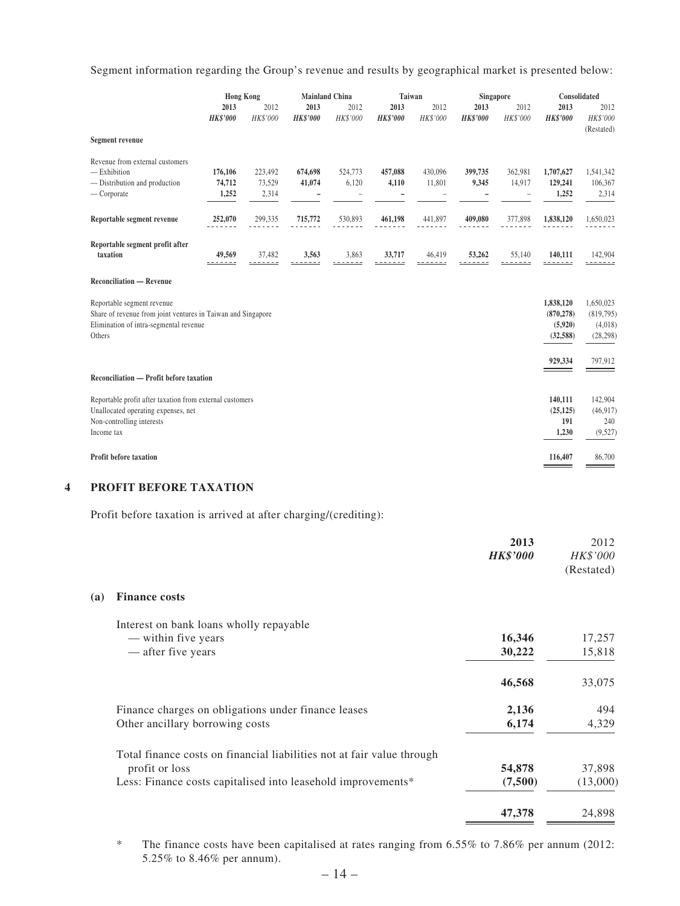Segment information regarding the Group's revenue and results by geographical market is presented below:

| | Hong Kong | | Mainland China | | Taiwan | | Singapore | | Consolidated | |
|---|---|---|---|---|---|---|---|---|---|---|
| | **2013** | 2012 | **2013** | 2012 | **2013** | 2012 | **2013** | 2012 | **2013** | 2012 |
| | ***HK$'000*** | *HK$'000* | ***HK$'000*** | *HK$'000* | ***HK$'000*** | *HK$'000* | ***HK$'000*** | *HK$'000* | ***HK$'000*** | *HK$'000* (Restated) |
| **Segment revenue** | | | | | | | | | | |
| Revenue from external customers | | | | | | | | | | |
| — Exhibition | **176,106** | 223,492 | **674,698** | 524,773 | **457,088** | 430,096 | **399,735** | 362,981 | **1,707,627** | 1,541,342 |
| — Distribution and production | **74,712** | 73,529 | **41,074** | 6,120 | **4,110** | 11,801 | **9,345** | 14,917 | **129,241** | 106,367 |
| — Corporate | **1,252** | 2,314 | **–** | – | **–** | – | **–** | – | **1,252** | 2,314 |
| **Reportable segment revenue** | **252,070** | 299,335 | **715,772** | 530,893 | **461,198** | 441,897 | **409,080** | 377,898 | **1,838,120** | 1,650,023 |
| **Reportable segment profit after taxation** | **49,569** | 37,482 | **3,563** | 3,863 | **33,717** | 46,419 | **53,262** | 55,140 | **140,111** | 142,904 |
| **Reconciliation — Revenue** | | | | | | | | | | |
| Reportable segment revenue | | | | | | | | | **1,838,120** | 1,650,023 |
| Share of revenue from joint ventures in Taiwan and Singapore | | | | | | | | | **(870,278)** | (819,795) |
| Elimination of intra-segmental revenue | | | | | | | | | **(5,920)** | (4,018) |
| Others | | | | | | | | | **(32,588)** | (28,298) |
| | | | | | | | | | **929,334** | 797,912 |
| **Reconciliation — Profit before taxation** | | | | | | | | | | |
| Reportable profit after taxation from external customers | | | | | | | | | **140,111** | 142,904 |
| Unallocated operating expenses, net | | | | | | | | | **(25,125)** | (46,917) |
| Non-controlling interests | | | | | | | | | **191** | 240 |
| Income tax | | | | | | | | | **1,230** | (9,527) |
| **Profit before taxation** | | | | | | | | | **116,407** | 86,700 |

## 4 PROFIT BEFORE TAXATION

Profit before taxation is arrived at after charging/(crediting):

| | **2013** | 2012 |
|---|---|---|
| | ***HK$'000*** | *HK$'000* (Restated) |
| **(a) Finance costs** | | |
| Interest on bank loans wholly repayable | | |
| — within five years | **16,346** | 17,257 |
| — after five years | **30,222** | 15,818 |
| | **46,568** | 33,075 |
| Finance charges on obligations under finance leases | **2,136** | 494 |
| Other ancillary borrowing costs | **6,174** | 4,329 |
| Total finance costs on financial liabilities not at fair value through profit or loss | **54,878** | 37,898 |
| Less: Finance costs capitalised into leasehold improvements* | **(7,500)** | (13,000) |
| | **47,378** | 24,898 |

\* The finance costs have been capitalised at rates ranging from 6.55% to 7.86% per annum (2012: 5.25% to 8.46% per annum).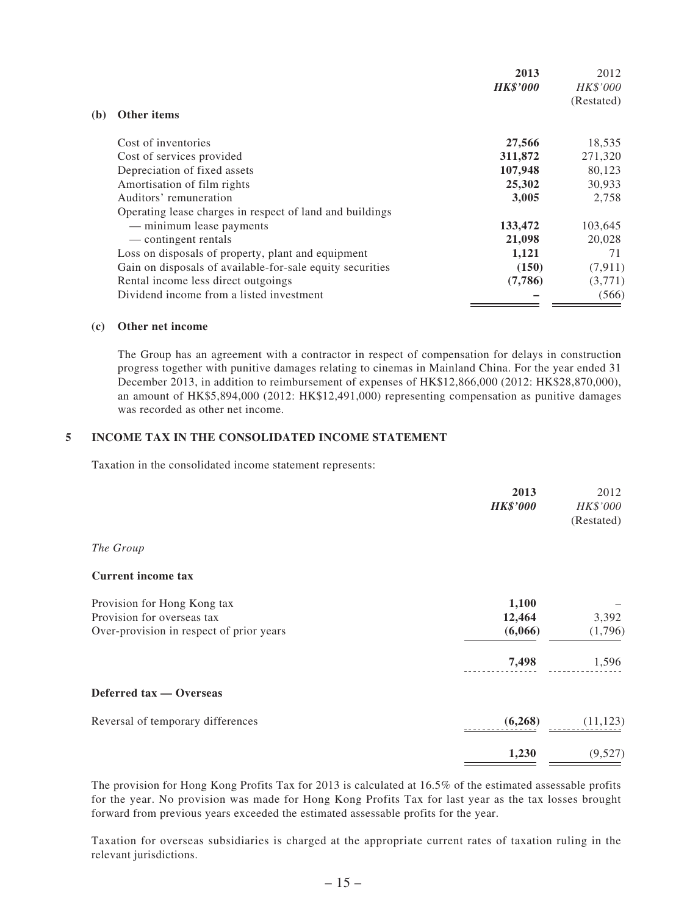| | 2013 | 2012 |
|---|---|---|
| | ***HK$'000*** | *HK$'000* |
| | | (Restated) |
| **(b) Other items** | | |
| Cost of inventories | **27,566** | 18,535 |
| Cost of services provided | **311,872** | 271,320 |
| Depreciation of fixed assets | **107,948** | 80,123 |
| Amortisation of film rights | **25,302** | 30,933 |
| Auditors' remuneration | **3,005** | 2,758 |
| Operating lease charges in respect of land and buildings | | |
| — minimum lease payments | **133,472** | 103,645 |
| — contingent rentals | **21,098** | 20,028 |
| Loss on disposals of property, plant and equipment | **1,121** | 71 |
| Gain on disposals of available-for-sale equity securities | **(150)** | (7,911) |
| Rental income less direct outgoings | **(7,786)** | (3,771) |
| Dividend income from a listed investment | **–** | (566) |

**(c) Other net income**

The Group has an agreement with a contractor in respect of compensation for delays in construction progress together with punitive damages relating to cinemas in Mainland China. For the year ended 31 December 2013, in addition to reimbursement of expenses of HK$12,866,000 (2012: HK$28,870,000), an amount of HK$5,894,000 (2012: HK$12,491,000) representing compensation as punitive damages was recorded as other net income.

## 5 INCOME TAX IN THE CONSOLIDATED INCOME STATEMENT

Taxation in the consolidated income statement represents:

| | 2013 | 2012 |
|---|---|---|
| | ***HK$'000*** | *HK$'000* |
| | | (Restated) |
| *The Group* | | |
| **Current income tax** | | |
| Provision for Hong Kong tax | **1,100** | – |
| Provision for overseas tax | **12,464** | 3,392 |
| Over-provision in respect of prior years | **(6,066)** | (1,796) |
| | **7,498** | 1,596 |
| **Deferred tax — Overseas** | | |
| Reversal of temporary differences | **(6,268)** | (11,123) |
| | **1,230** | (9,527) |

The provision for Hong Kong Profits Tax for 2013 is calculated at 16.5% of the estimated assessable profits for the year. No provision was made for Hong Kong Profits Tax for last year as the tax losses brought forward from previous years exceeded the estimated assessable profits for the year.

Taxation for overseas subsidiaries is charged at the appropriate current rates of taxation ruling in the relevant jurisdictions.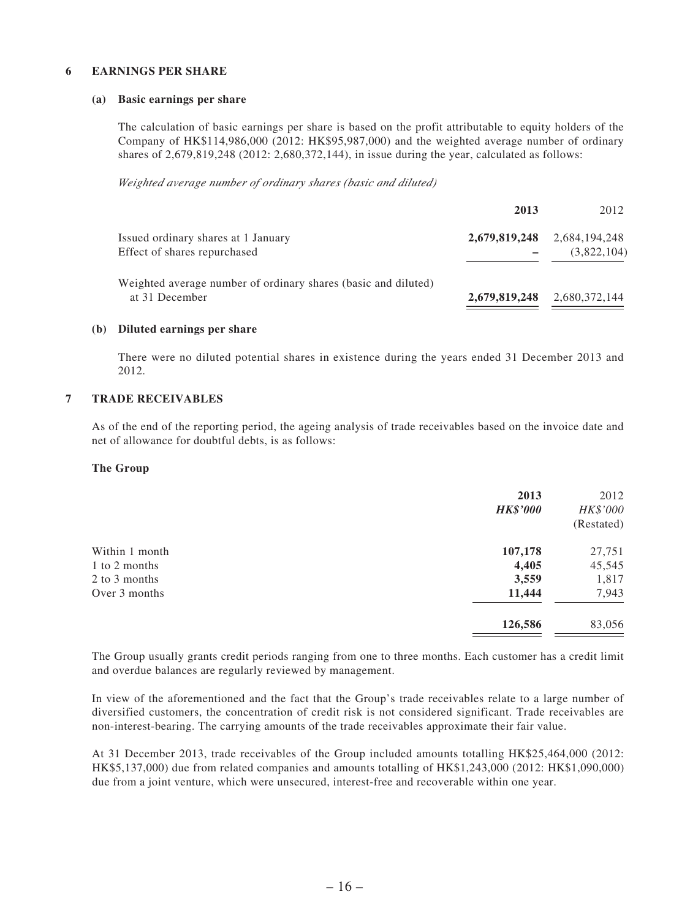## 6 EARNINGS PER SHARE

### (a) Basic earnings per share

The calculation of basic earnings per share is based on the profit attributable to equity holders of the Company of HK$114,986,000 (2012: HK$95,987,000) and the weighted average number of ordinary shares of 2,679,819,248 (2012: 2,680,372,144), in issue during the year, calculated as follows:

*Weighted average number of ordinary shares (basic and diluted)*

| | **2013** | 2012 |
|---|---|---|
| Issued ordinary shares at 1 January | **2,679,819,248** | 2,684,194,248 |
| Effect of shares repurchased | **–** | (3,822,104) |
| Weighted average number of ordinary shares (basic and diluted) at 31 December | **2,679,819,248** | 2,680,372,144 |

### (b) Diluted earnings per share

There were no diluted potential shares in existence during the years ended 31 December 2013 and 2012.

## 7 TRADE RECEIVABLES

As of the end of the reporting period, the ageing analysis of trade receivables based on the invoice date and net of allowance for doubtful debts, is as follows:

**The Group**

| | **2013** *HK$'000* | 2012 *HK$'000* (Restated) |
|---|---|---|
| Within 1 month | **107,178** | 27,751 |
| 1 to 2 months | **4,405** | 45,545 |
| 2 to 3 months | **3,559** | 1,817 |
| Over 3 months | **11,444** | 7,943 |
| | **126,586** | 83,056 |

The Group usually grants credit periods ranging from one to three months. Each customer has a credit limit and overdue balances are regularly reviewed by management.

In view of the aforementioned and the fact that the Group's trade receivables relate to a large number of diversified customers, the concentration of credit risk is not considered significant. Trade receivables are non-interest-bearing. The carrying amounts of the trade receivables approximate their fair value.

At 31 December 2013, trade receivables of the Group included amounts totalling HK$25,464,000 (2012: HK$5,137,000) due from related companies and amounts totalling of HK$1,243,000 (2012: HK$1,090,000) due from a joint venture, which were unsecured, interest-free and recoverable within one year.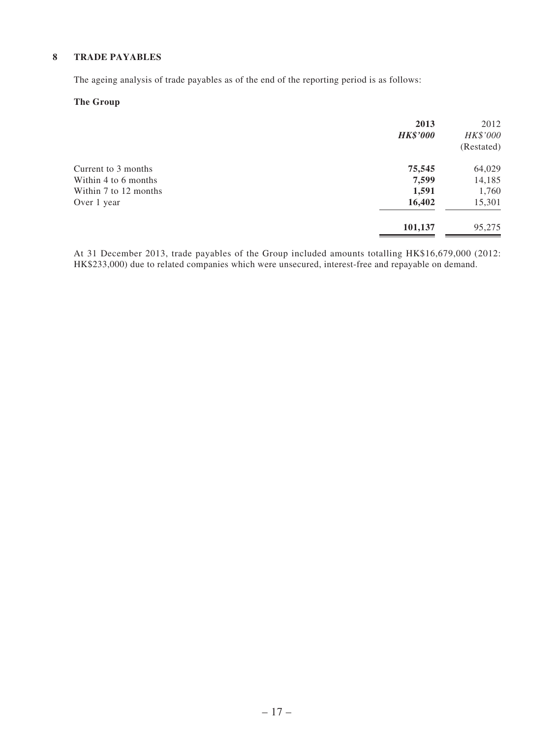## 8 TRADE PAYABLES

The ageing analysis of trade payables as of the end of the reporting period is as follows:

**The Group**

| | **2013** | 2012 |
|---|---|---|
| | ***HK$'000*** | *HK$'000* |
| | | (Restated) |
| Current to 3 months | **75,545** | 64,029 |
| Within 4 to 6 months | **7,599** | 14,185 |
| Within 7 to 12 months | **1,591** | 1,760 |
| Over 1 year | **16,402** | 15,301 |
| | **101,137** | 95,275 |

At 31 December 2013, trade payables of the Group included amounts totalling HK$16,679,000 (2012: HK$233,000) due to related companies which were unsecured, interest-free and repayable on demand.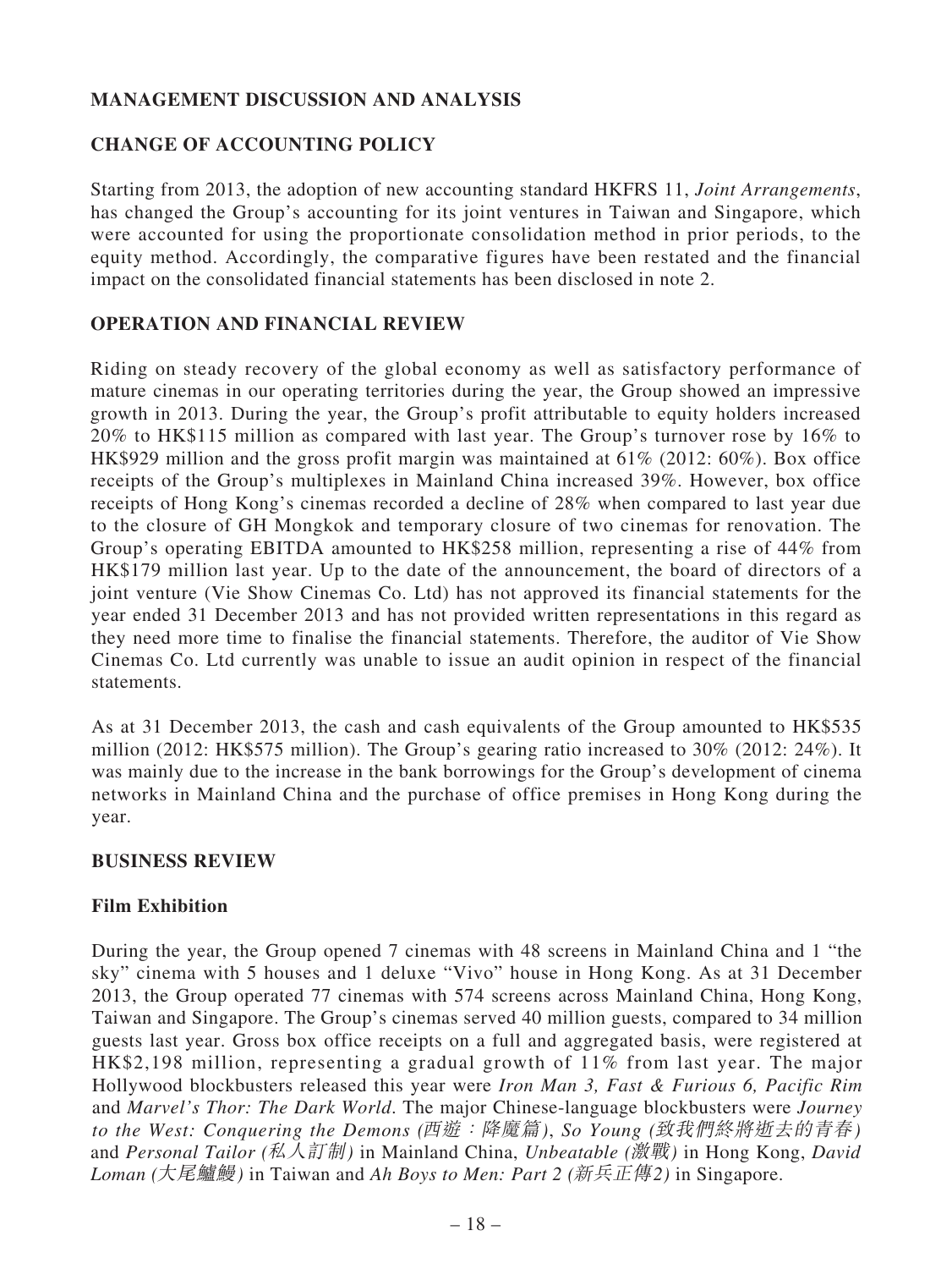## MANAGEMENT DISCUSSION AND ANALYSIS

## CHANGE OF ACCOUNTING POLICY

Starting from 2013, the adoption of new accounting standard HKFRS 11, *Joint Arrangements*, has changed the Group's accounting for its joint ventures in Taiwan and Singapore, which were accounted for using the proportionate consolidation method in prior periods, to the equity method. Accordingly, the comparative figures have been restated and the financial impact on the consolidated financial statements has been disclosed in note 2.

## OPERATION AND FINANCIAL REVIEW

Riding on steady recovery of the global economy as well as satisfactory performance of mature cinemas in our operating territories during the year, the Group showed an impressive growth in 2013. During the year, the Group's profit attributable to equity holders increased 20% to HK$115 million as compared with last year. The Group's turnover rose by 16% to HK$929 million and the gross profit margin was maintained at 61% (2012: 60%). Box office receipts of the Group's multiplexes in Mainland China increased 39%. However, box office receipts of Hong Kong's cinemas recorded a decline of 28% when compared to last year due to the closure of GH Mongkok and temporary closure of two cinemas for renovation. The Group's operating EBITDA amounted to HK$258 million, representing a rise of 44% from HK$179 million last year. Up to the date of the announcement, the board of directors of a joint venture (Vie Show Cinemas Co. Ltd) has not approved its financial statements for the year ended 31 December 2013 and has not provided written representations in this regard as they need more time to finalise the financial statements. Therefore, the auditor of Vie Show Cinemas Co. Ltd currently was unable to issue an audit opinion in respect of the financial statements.

As at 31 December 2013, the cash and cash equivalents of the Group amounted to HK$535 million (2012: HK$575 million). The Group's gearing ratio increased to 30% (2012: 24%). It was mainly due to the increase in the bank borrowings for the Group's development of cinema networks in Mainland China and the purchase of office premises in Hong Kong during the year.

## BUSINESS REVIEW

### Film Exhibition

During the year, the Group opened 7 cinemas with 48 screens in Mainland China and 1 "the sky" cinema with 5 houses and 1 deluxe "Vivo" house in Hong Kong. As at 31 December 2013, the Group operated 77 cinemas with 574 screens across Mainland China, Hong Kong, Taiwan and Singapore. The Group's cinemas served 40 million guests, compared to 34 million guests last year. Gross box office receipts on a full and aggregated basis, were registered at HK$2,198 million, representing a gradual growth of 11% from last year. The major Hollywood blockbusters released this year were *Iron Man 3, Fast & Furious 6, Pacific Rim* and *Marvel's Thor: The Dark World*. The major Chinese-language blockbusters were *Journey to the West: Conquering the Demons (西遊：降魔篇)*, *So Young (致我們終將逝去的青春)* and *Personal Tailor (私人訂制)* in Mainland China, *Unbeatable (激戰)* in Hong Kong, *David Loman (大尾鱸鰻)* in Taiwan and *Ah Boys to Men: Part 2 (新兵正傳2)* in Singapore.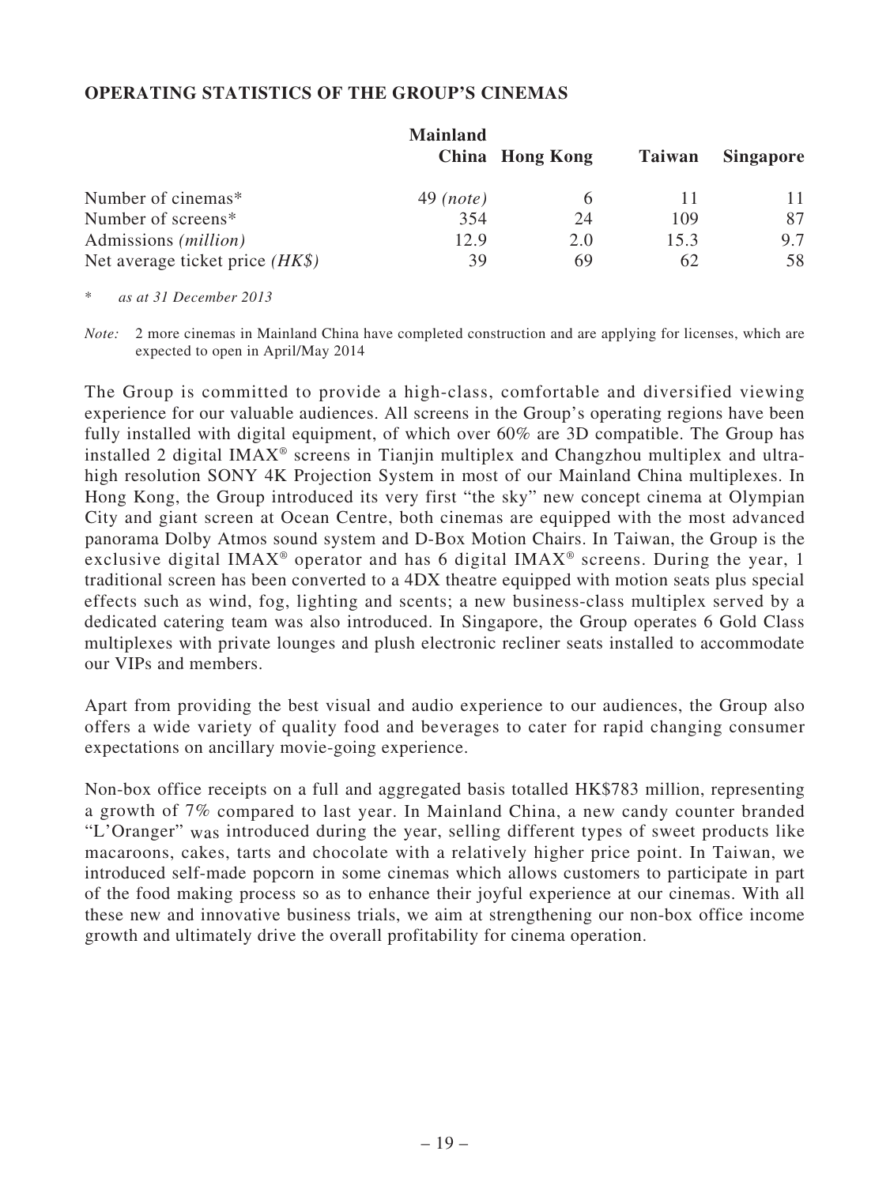## OPERATING STATISTICS OF THE GROUP'S CINEMAS

| | Mainland China | Hong Kong | Taiwan | Singapore |
|---|---|---|---|---|
| Number of cinemas* | 49 *(note)* | 6 | 11 | 11 |
| Number of screens* | 354 | 24 | 109 | 87 |
| Admissions *(million)* | 12.9 | 2.0 | 15.3 | 9.7 |
| Net average ticket price *(HK$)* | 39 | 69 | 62 | 58 |

\* *as at 31 December 2013*

*Note:* 2 more cinemas in Mainland China have completed construction and are applying for licenses, which are expected to open in April/May 2014

The Group is committed to provide a high-class, comfortable and diversified viewing experience for our valuable audiences. All screens in the Group's operating regions have been fully installed with digital equipment, of which over 60% are 3D compatible. The Group has installed 2 digital IMAX® screens in Tianjin multiplex and Changzhou multiplex and ultra-high resolution SONY 4K Projection System in most of our Mainland China multiplexes. In Hong Kong, the Group introduced its very first "the sky" new concept cinema at Olympian City and giant screen at Ocean Centre, both cinemas are equipped with the most advanced panorama Dolby Atmos sound system and D-Box Motion Chairs. In Taiwan, the Group is the exclusive digital IMAX® operator and has 6 digital IMAX® screens. During the year, 1 traditional screen has been converted to a 4DX theatre equipped with motion seats plus special effects such as wind, fog, lighting and scents; a new business-class multiplex served by a dedicated catering team was also introduced. In Singapore, the Group operates 6 Gold Class multiplexes with private lounges and plush electronic recliner seats installed to accommodate our VIPs and members.

Apart from providing the best visual and audio experience to our audiences, the Group also offers a wide variety of quality food and beverages to cater for rapid changing consumer expectations on ancillary movie-going experience.

Non-box office receipts on a full and aggregated basis totalled HK$783 million, representing a growth of 7% compared to last year. In Mainland China, a new candy counter branded "L'Oranger" was introduced during the year, selling different types of sweet products like macaroons, cakes, tarts and chocolate with a relatively higher price point. In Taiwan, we introduced self-made popcorn in some cinemas which allows customers to participate in part of the food making process so as to enhance their joyful experience at our cinemas. With all these new and innovative business trials, we aim at strengthening our non-box office income growth and ultimately drive the overall profitability for cinema operation.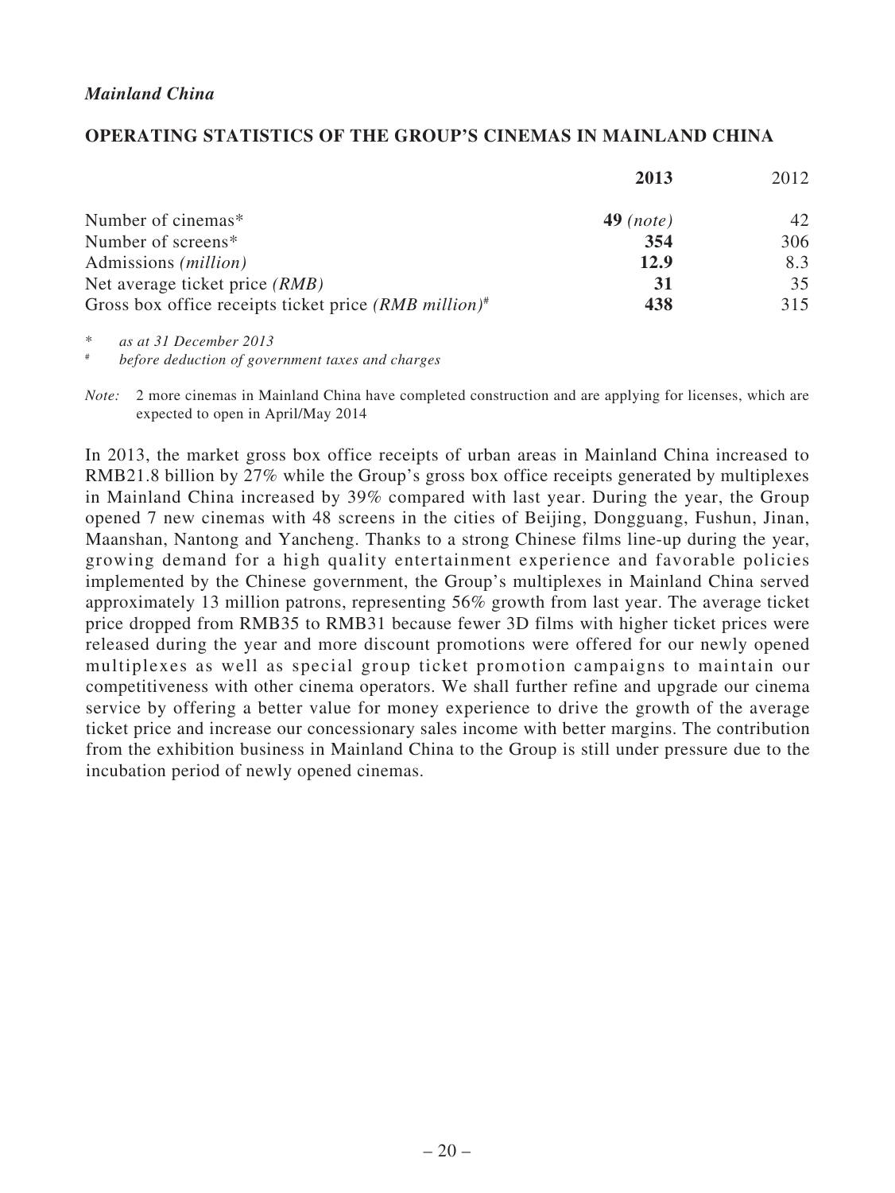*Mainland China*

## OPERATING STATISTICS OF THE GROUP'S CINEMAS IN MAINLAND CHINA

| | **2013** | 2012 |
|---|---|---|
| Number of cinemas* | **49** *(note)* | 42 |
| Number of screens* | **354** | 306 |
| Admissions *(million)* | **12.9** | 8.3 |
| Net average ticket price *(RMB)* | **31** | 35 |
| Gross box office receipts ticket price *(RMB million)*# | **438** | 315 |

\* *as at 31 December 2013*

\# *before deduction of government taxes and charges*

*Note:* 2 more cinemas in Mainland China have completed construction and are applying for licenses, which are expected to open in April/May 2014

In 2013, the market gross box office receipts of urban areas in Mainland China increased to RMB21.8 billion by 27% while the Group's gross box office receipts generated by multiplexes in Mainland China increased by 39% compared with last year. During the year, the Group opened 7 new cinemas with 48 screens in the cities of Beijing, Dongguang, Fushun, Jinan, Maanshan, Nantong and Yancheng. Thanks to a strong Chinese films line-up during the year, growing demand for a high quality entertainment experience and favorable policies implemented by the Chinese government, the Group's multiplexes in Mainland China served approximately 13 million patrons, representing 56% growth from last year. The average ticket price dropped from RMB35 to RMB31 because fewer 3D films with higher ticket prices were released during the year and more discount promotions were offered for our newly opened multiplexes as well as special group ticket promotion campaigns to maintain our competitiveness with other cinema operators. We shall further refine and upgrade our cinema service by offering a better value for money experience to drive the growth of the average ticket price and increase our concessionary sales income with better margins. The contribution from the exhibition business in Mainland China to the Group is still under pressure due to the incubation period of newly opened cinemas.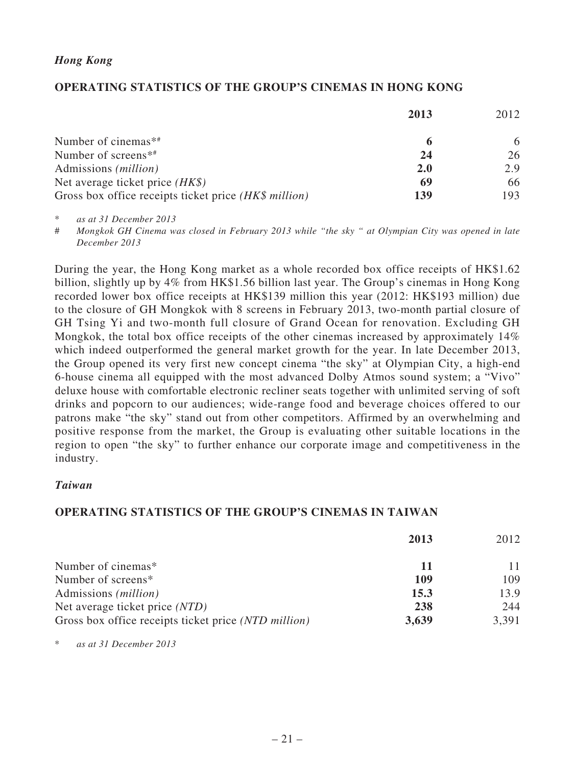*Hong Kong*

## OPERATING STATISTICS OF THE GROUP'S CINEMAS IN HONG KONG

| | 2013 | 2012 |
|---|---|---|
| Number of cinemas*# | **6** | 6 |
| Number of screens*# | **24** | 26 |
| Admissions *(million)* | **2.0** | 2.9 |
| Net average ticket price *(HK$)* | **69** | 66 |
| Gross box office receipts ticket price *(HK$ million)* | **139** | 193 |

\* *as at 31 December 2013*

\# *Mongkok GH Cinema was closed in February 2013 while "the sky " at Olympian City was opened in late December 2013*

During the year, the Hong Kong market as a whole recorded box office receipts of HK$1.62 billion, slightly up by 4% from HK$1.56 billion last year. The Group's cinemas in Hong Kong recorded lower box office receipts at HK$139 million this year (2012: HK$193 million) due to the closure of GH Mongkok with 8 screens in February 2013, two-month partial closure of GH Tsing Yi and two-month full closure of Grand Ocean for renovation. Excluding GH Mongkok, the total box office receipts of the other cinemas increased by approximately 14% which indeed outperformed the general market growth for the year. In late December 2013, the Group opened its very first new concept cinema "the sky" at Olympian City, a high-end 6-house cinema all equipped with the most advanced Dolby Atmos sound system; a "Vivo" deluxe house with comfortable electronic recliner seats together with unlimited serving of soft drinks and popcorn to our audiences; wide-range food and beverage choices offered to our patrons make "the sky" stand out from other competitors. Affirmed by an overwhelming and positive response from the market, the Group is evaluating other suitable locations in the region to open "the sky" to further enhance our corporate image and competitiveness in the industry.

*Taiwan*

## OPERATING STATISTICS OF THE GROUP'S CINEMAS IN TAIWAN

| | 2013 | 2012 |
|---|---|---|
| Number of cinemas* | **11** | 11 |
| Number of screens* | **109** | 109 |
| Admissions *(million)* | **15.3** | 13.9 |
| Net average ticket price *(NTD)* | **238** | 244 |
| Gross box office receipts ticket price *(NTD million)* | **3,639** | 3,391 |

\* *as at 31 December 2013*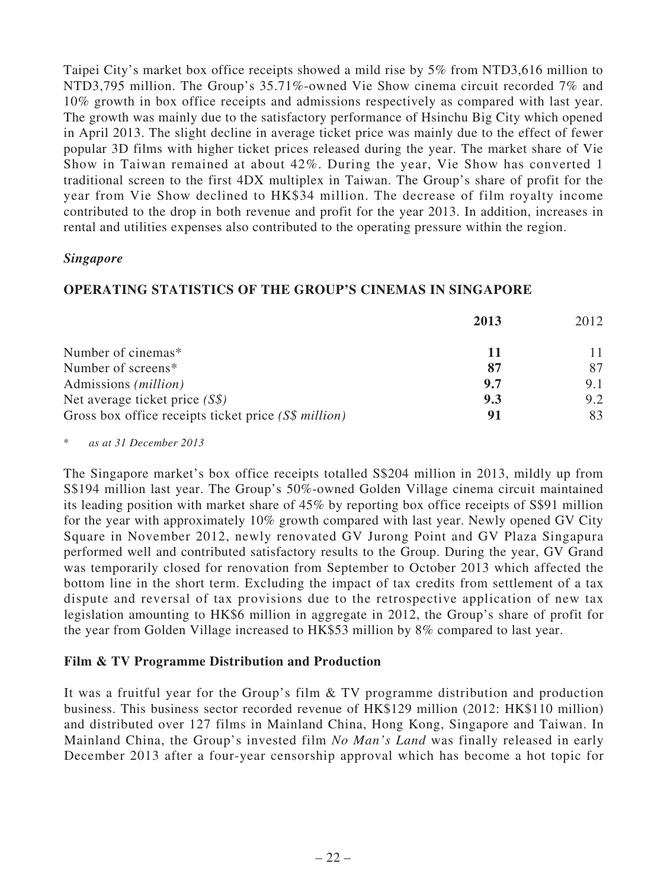Taipei City's market box office receipts showed a mild rise by 5% from NTD3,616 million to NTD3,795 million. The Group's 35.71%-owned Vie Show cinema circuit recorded 7% and 10% growth in box office receipts and admissions respectively as compared with last year. The growth was mainly due to the satisfactory performance of Hsinchu Big City which opened in April 2013. The slight decline in average ticket price was mainly due to the effect of fewer popular 3D films with higher ticket prices released during the year. The market share of Vie Show in Taiwan remained at about 42%. During the year, Vie Show has converted 1 traditional screen to the first 4DX multiplex in Taiwan. The Group's share of profit for the year from Vie Show declined to HK$34 million. The decrease of film royalty income contributed to the drop in both revenue and profit for the year 2013. In addition, increases in rental and utilities expenses also contributed to the operating pressure within the region.

***Singapore***

**OPERATING STATISTICS OF THE GROUP'S CINEMAS IN SINGAPORE**

| | **2013** | 2012 |
|---|---|---|
| Number of cinemas* | **11** | 11 |
| Number of screens* | **87** | 87 |
| Admissions *(million)* | **9.7** | 9.1 |
| Net average ticket price *(S$)* | **9.3** | 9.2 |
| Gross box office receipts ticket price *(S$ million)* | **91** | 83 |

\* *as at 31 December 2013*

The Singapore market's box office receipts totalled S$204 million in 2013, mildly up from S$194 million last year. The Group's 50%-owned Golden Village cinema circuit maintained its leading position with market share of 45% by reporting box office receipts of S$91 million for the year with approximately 10% growth compared with last year. Newly opened GV City Square in November 2012, newly renovated GV Jurong Point and GV Plaza Singapura performed well and contributed satisfactory results to the Group. During the year, GV Grand was temporarily closed for renovation from September to October 2013 which affected the bottom line in the short term. Excluding the impact of tax credits from settlement of a tax dispute and reversal of tax provisions due to the retrospective application of new tax legislation amounting to HK$6 million in aggregate in 2012, the Group's share of profit for the year from Golden Village increased to HK$53 million by 8% compared to last year.

**Film & TV Programme Distribution and Production**

It was a fruitful year for the Group's film & TV programme distribution and production business. This business sector recorded revenue of HK$129 million (2012: HK$110 million) and distributed over 127 films in Mainland China, Hong Kong, Singapore and Taiwan. In Mainland China, the Group's invested film *No Man's Land* was finally released in early December 2013 after a four-year censorship approval which has become a hot topic for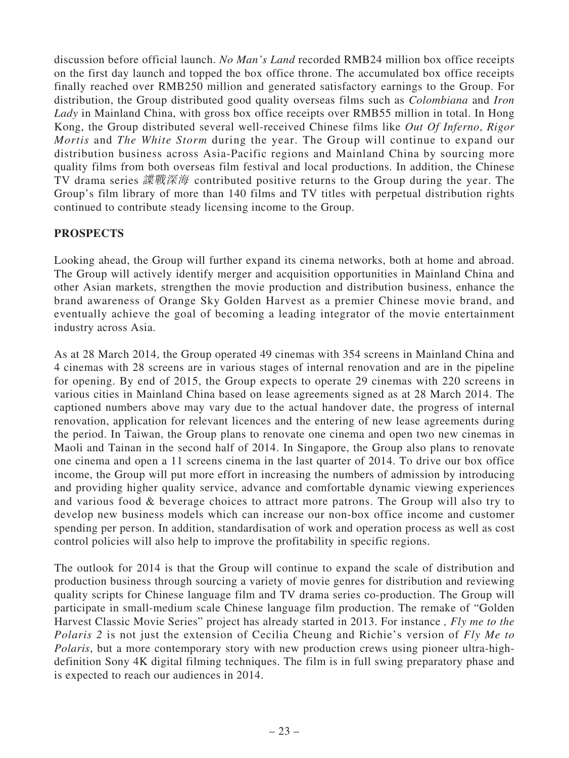discussion before official launch. *No Man's Land* recorded RMB24 million box office receipts on the first day launch and topped the box office throne. The accumulated box office receipts finally reached over RMB250 million and generated satisfactory earnings to the Group. For distribution, the Group distributed good quality overseas films such as *Colombiana* and *Iron Lady* in Mainland China, with gross box office receipts over RMB55 million in total. In Hong Kong, the Group distributed several well-received Chinese films like *Out Of Inferno*, *Rigor Mortis* and *The White Storm* during the year. The Group will continue to expand our distribution business across Asia-Pacific regions and Mainland China by sourcing more quality films from both overseas film festival and local productions. In addition, the Chinese TV drama series *諜戰深海* contributed positive returns to the Group during the year. The Group's film library of more than 140 films and TV titles with perpetual distribution rights continued to contribute steady licensing income to the Group.

## PROSPECTS

Looking ahead, the Group will further expand its cinema networks, both at home and abroad. The Group will actively identify merger and acquisition opportunities in Mainland China and other Asian markets, strengthen the movie production and distribution business, enhance the brand awareness of Orange Sky Golden Harvest as a premier Chinese movie brand, and eventually achieve the goal of becoming a leading integrator of the movie entertainment industry across Asia.

As at 28 March 2014, the Group operated 49 cinemas with 354 screens in Mainland China and 4 cinemas with 28 screens are in various stages of internal renovation and are in the pipeline for opening. By end of 2015, the Group expects to operate 29 cinemas with 220 screens in various cities in Mainland China based on lease agreements signed as at 28 March 2014. The captioned numbers above may vary due to the actual handover date, the progress of internal renovation, application for relevant licences and the entering of new lease agreements during the period. In Taiwan, the Group plans to renovate one cinema and open two new cinemas in Maoli and Tainan in the second half of 2014. In Singapore, the Group also plans to renovate one cinema and open a 11 screens cinema in the last quarter of 2014. To drive our box office income, the Group will put more effort in increasing the numbers of admission by introducing and providing higher quality service, advance and comfortable dynamic viewing experiences and various food & beverage choices to attract more patrons. The Group will also try to develop new business models which can increase our non-box office income and customer spending per person. In addition, standardisation of work and operation process as well as cost control policies will also help to improve the profitability in specific regions.

The outlook for 2014 is that the Group will continue to expand the scale of distribution and production business through sourcing a variety of movie genres for distribution and reviewing quality scripts for Chinese language film and TV drama series co-production. The Group will participate in small-medium scale Chinese language film production. The remake of "Golden Harvest Classic Movie Series" project has already started in 2013. For instance , *Fly me to the Polaris 2* is not just the extension of Cecilia Cheung and Richie's version of *Fly Me to Polaris*, but a more contemporary story with new production crews using pioneer ultra-high-definition Sony 4K digital filming techniques. The film is in full swing preparatory phase and is expected to reach our audiences in 2014.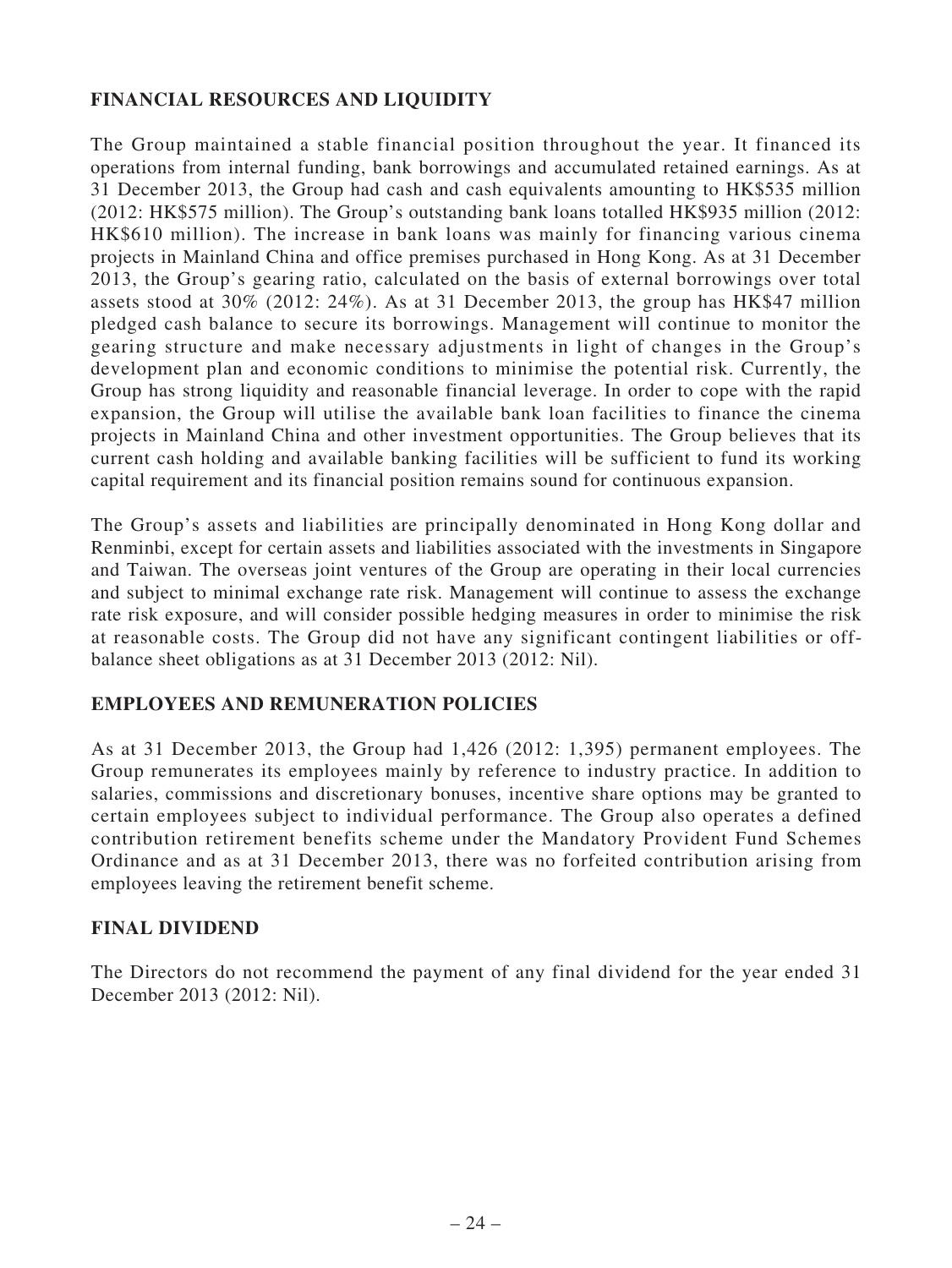## FINANCIAL RESOURCES AND LIQUIDITY

The Group maintained a stable financial position throughout the year. It financed its operations from internal funding, bank borrowings and accumulated retained earnings. As at 31 December 2013, the Group had cash and cash equivalents amounting to HK$535 million (2012: HK$575 million). The Group's outstanding bank loans totalled HK$935 million (2012: HK$610 million). The increase in bank loans was mainly for financing various cinema projects in Mainland China and office premises purchased in Hong Kong. As at 31 December 2013, the Group's gearing ratio, calculated on the basis of external borrowings over total assets stood at 30% (2012: 24%). As at 31 December 2013, the group has HK$47 million pledged cash balance to secure its borrowings. Management will continue to monitor the gearing structure and make necessary adjustments in light of changes in the Group's development plan and economic conditions to minimise the potential risk. Currently, the Group has strong liquidity and reasonable financial leverage. In order to cope with the rapid expansion, the Group will utilise the available bank loan facilities to finance the cinema projects in Mainland China and other investment opportunities. The Group believes that its current cash holding and available banking facilities will be sufficient to fund its working capital requirement and its financial position remains sound for continuous expansion.

The Group's assets and liabilities are principally denominated in Hong Kong dollar and Renminbi, except for certain assets and liabilities associated with the investments in Singapore and Taiwan. The overseas joint ventures of the Group are operating in their local currencies and subject to minimal exchange rate risk. Management will continue to assess the exchange rate risk exposure, and will consider possible hedging measures in order to minimise the risk at reasonable costs. The Group did not have any significant contingent liabilities or off-balance sheet obligations as at 31 December 2013 (2012: Nil).

## EMPLOYEES AND REMUNERATION POLICIES

As at 31 December 2013, the Group had 1,426 (2012: 1,395) permanent employees. The Group remunerates its employees mainly by reference to industry practice. In addition to salaries, commissions and discretionary bonuses, incentive share options may be granted to certain employees subject to individual performance. The Group also operates a defined contribution retirement benefits scheme under the Mandatory Provident Fund Schemes Ordinance and as at 31 December 2013, there was no forfeited contribution arising from employees leaving the retirement benefit scheme.

## FINAL DIVIDEND

The Directors do not recommend the payment of any final dividend for the year ended 31 December 2013 (2012: Nil).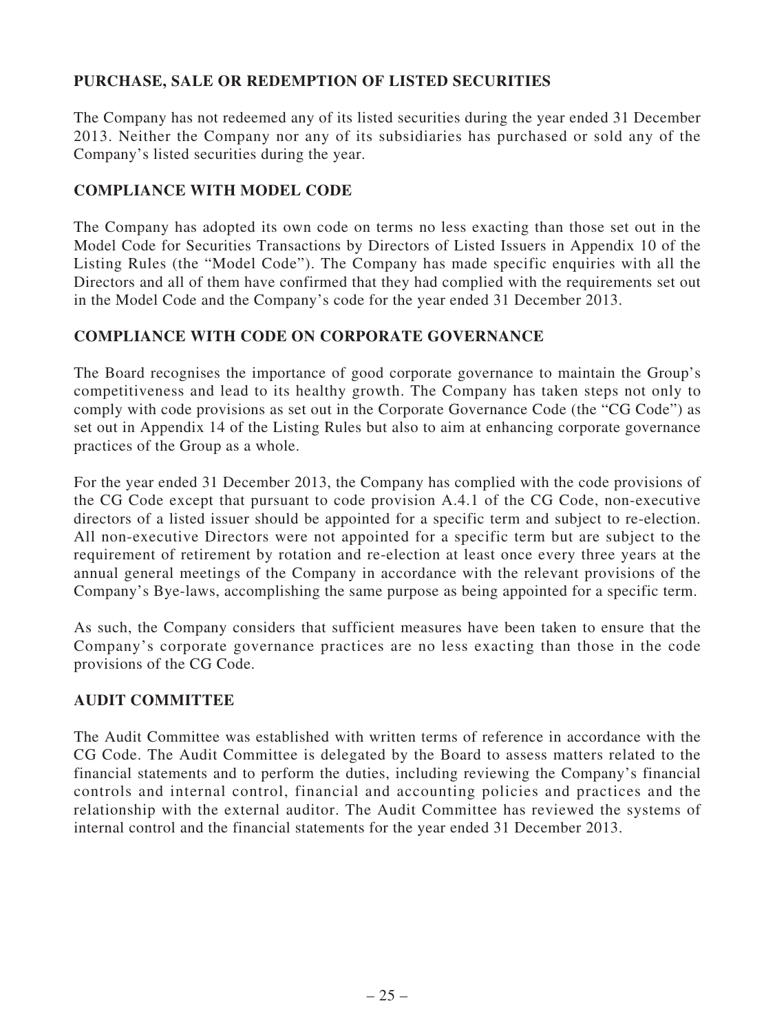## PURCHASE, SALE OR REDEMPTION OF LISTED SECURITIES

The Company has not redeemed any of its listed securities during the year ended 31 December 2013. Neither the Company nor any of its subsidiaries has purchased or sold any of the Company's listed securities during the year.

## COMPLIANCE WITH MODEL CODE

The Company has adopted its own code on terms no less exacting than those set out in the Model Code for Securities Transactions by Directors of Listed Issuers in Appendix 10 of the Listing Rules (the "Model Code"). The Company has made specific enquiries with all the Directors and all of them have confirmed that they had complied with the requirements set out in the Model Code and the Company's code for the year ended 31 December 2013.

## COMPLIANCE WITH CODE ON CORPORATE GOVERNANCE

The Board recognises the importance of good corporate governance to maintain the Group's competitiveness and lead to its healthy growth. The Company has taken steps not only to comply with code provisions as set out in the Corporate Governance Code (the "CG Code") as set out in Appendix 14 of the Listing Rules but also to aim at enhancing corporate governance practices of the Group as a whole.

For the year ended 31 December 2013, the Company has complied with the code provisions of the CG Code except that pursuant to code provision A.4.1 of the CG Code, non-executive directors of a listed issuer should be appointed for a specific term and subject to re-election. All non-executive Directors were not appointed for a specific term but are subject to the requirement of retirement by rotation and re-election at least once every three years at the annual general meetings of the Company in accordance with the relevant provisions of the Company's Bye-laws, accomplishing the same purpose as being appointed for a specific term.

As such, the Company considers that sufficient measures have been taken to ensure that the Company's corporate governance practices are no less exacting than those in the code provisions of the CG Code.

## AUDIT COMMITTEE

The Audit Committee was established with written terms of reference in accordance with the CG Code. The Audit Committee is delegated by the Board to assess matters related to the financial statements and to perform the duties, including reviewing the Company's financial controls and internal control, financial and accounting policies and practices and the relationship with the external auditor. The Audit Committee has reviewed the systems of internal control and the financial statements for the year ended 31 December 2013.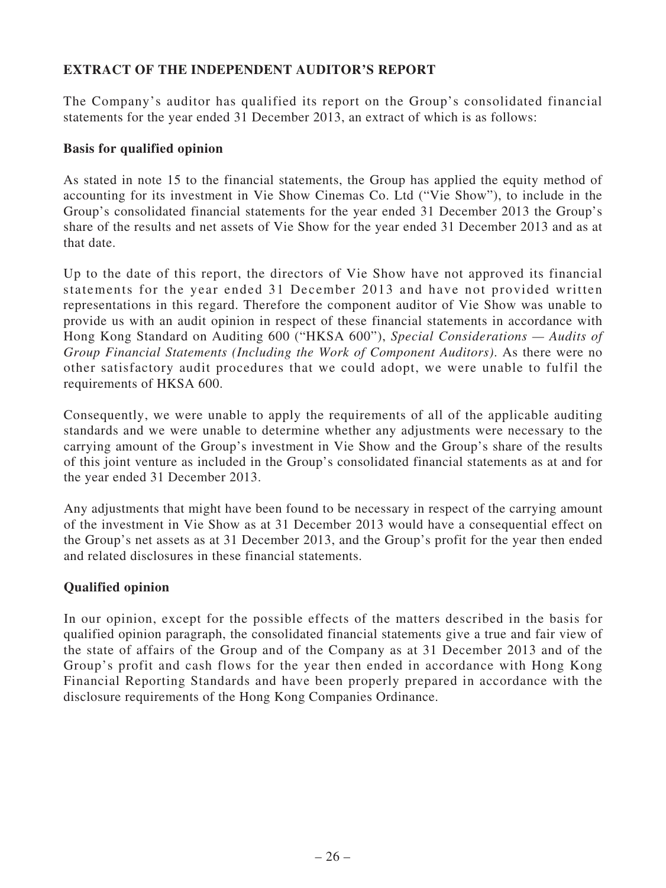## EXTRACT OF THE INDEPENDENT AUDITOR'S REPORT

The Company's auditor has qualified its report on the Group's consolidated financial statements for the year ended 31 December 2013, an extract of which is as follows:

### Basis for qualified opinion

As stated in note 15 to the financial statements, the Group has applied the equity method of accounting for its investment in Vie Show Cinemas Co. Ltd ("Vie Show"), to include in the Group's consolidated financial statements for the year ended 31 December 2013 the Group's share of the results and net assets of Vie Show for the year ended 31 December 2013 and as at that date.

Up to the date of this report, the directors of Vie Show have not approved its financial statements for the year ended 31 December 2013 and have not provided written representations in this regard. Therefore the component auditor of Vie Show was unable to provide us with an audit opinion in respect of these financial statements in accordance with Hong Kong Standard on Auditing 600 ("HKSA 600"), *Special Considerations — Audits of Group Financial Statements (Including the Work of Component Auditors)*. As there were no other satisfactory audit procedures that we could adopt, we were unable to fulfil the requirements of HKSA 600.

Consequently, we were unable to apply the requirements of all of the applicable auditing standards and we were unable to determine whether any adjustments were necessary to the carrying amount of the Group's investment in Vie Show and the Group's share of the results of this joint venture as included in the Group's consolidated financial statements as at and for the year ended 31 December 2013.

Any adjustments that might have been found to be necessary in respect of the carrying amount of the investment in Vie Show as at 31 December 2013 would have a consequential effect on the Group's net assets as at 31 December 2013, and the Group's profit for the year then ended and related disclosures in these financial statements.

### Qualified opinion

In our opinion, except for the possible effects of the matters described in the basis for qualified opinion paragraph, the consolidated financial statements give a true and fair view of the state of affairs of the Group and of the Company as at 31 December 2013 and of the Group's profit and cash flows for the year then ended in accordance with Hong Kong Financial Reporting Standards and have been properly prepared in accordance with the disclosure requirements of the Hong Kong Companies Ordinance.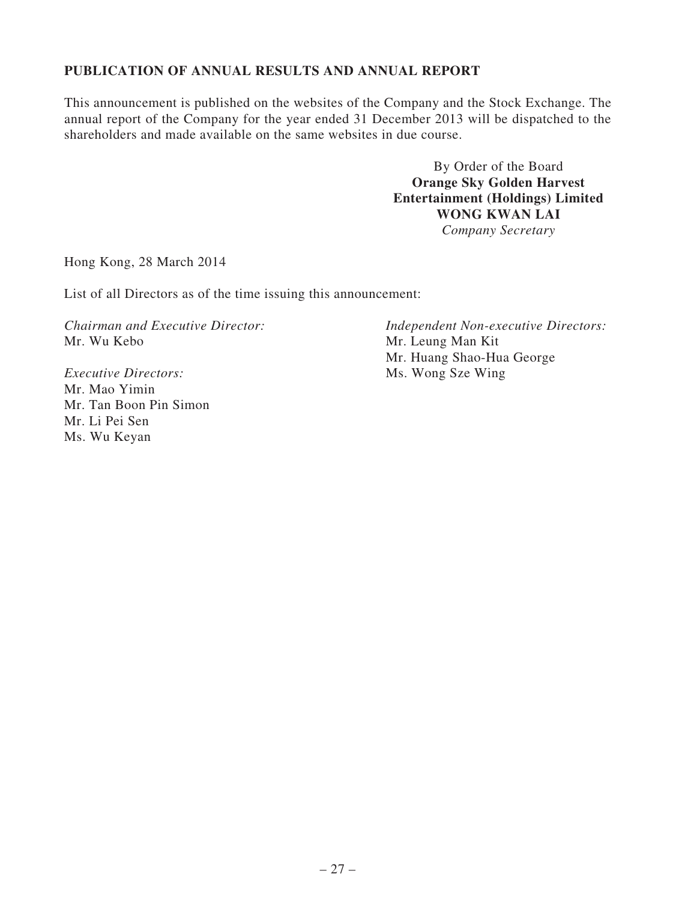**PUBLICATION OF ANNUAL RESULTS AND ANNUAL REPORT**

This announcement is published on the websites of the Company and the Stock Exchange. The annual report of the Company for the year ended 31 December 2013 will be dispatched to the shareholders and made available on the same websites in due course.

By Order of the Board
**Orange Sky Golden Harvest Entertainment (Holdings) Limited**
**WONG KWAN LAI**
*Company Secretary*

Hong Kong, 28 March 2014

List of all Directors as of the time issuing this announcement:

*Chairman and Executive Director:*
Mr. Wu Kebo

*Executive Directors:*
Mr. Mao Yimin
Mr. Tan Boon Pin Simon
Mr. Li Pei Sen
Ms. Wu Keyan

*Independent Non-executive Directors:*
Mr. Leung Man Kit
Mr. Huang Shao-Hua George
Ms. Wong Sze Wing